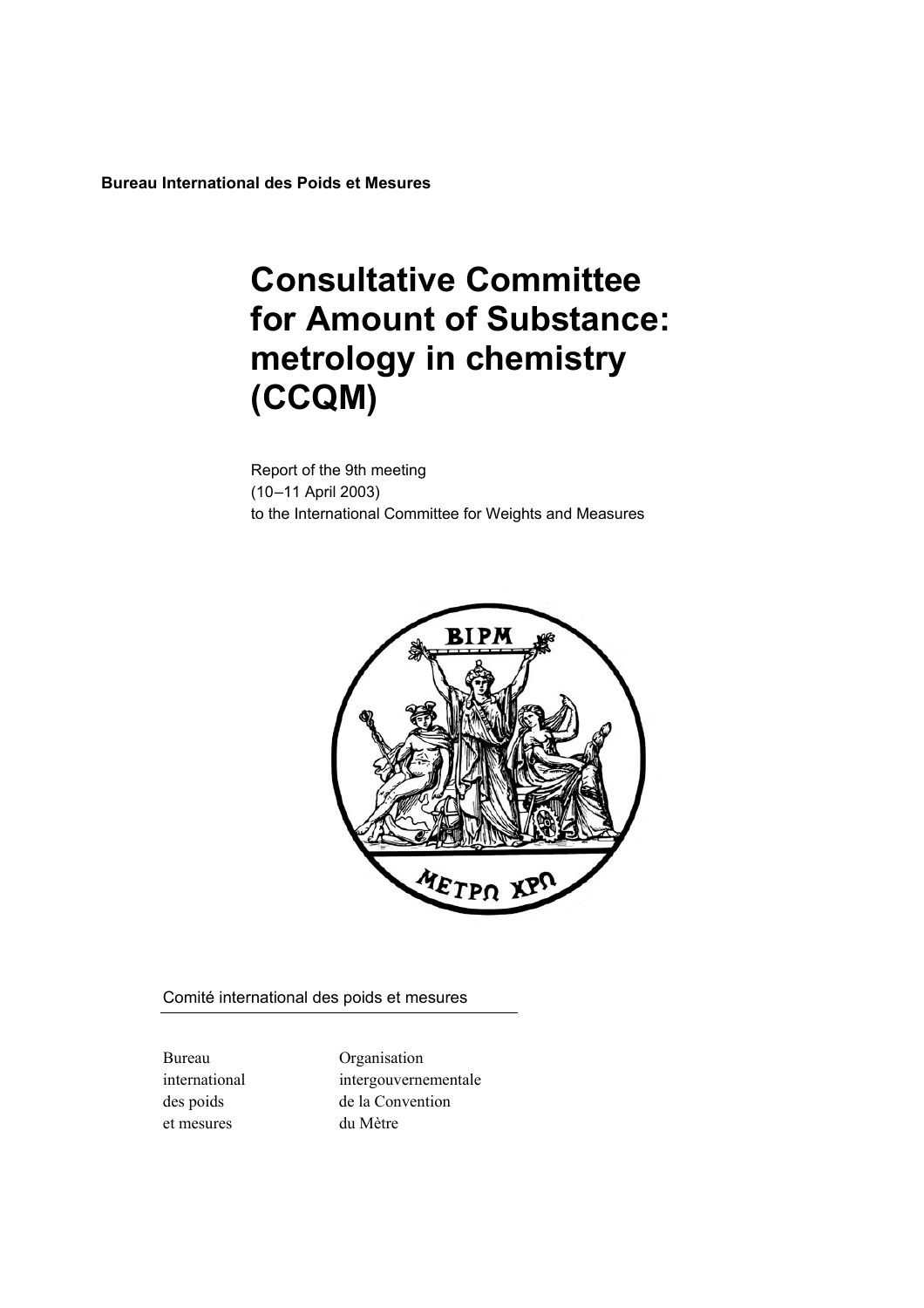**Bureau International des Poids et Mesures**

# Consultative Committee for Amount of Substance: metrology in chemistry (CCQM)

Report of the 9th meeting
(10–11 April 2003)
to the International Committee for Weights and Measures

Comité international des poids et mesures

| Bureau international des poids et mesures | Organisation intergouvernementale de la Convention du Mètre |
| --- | --- |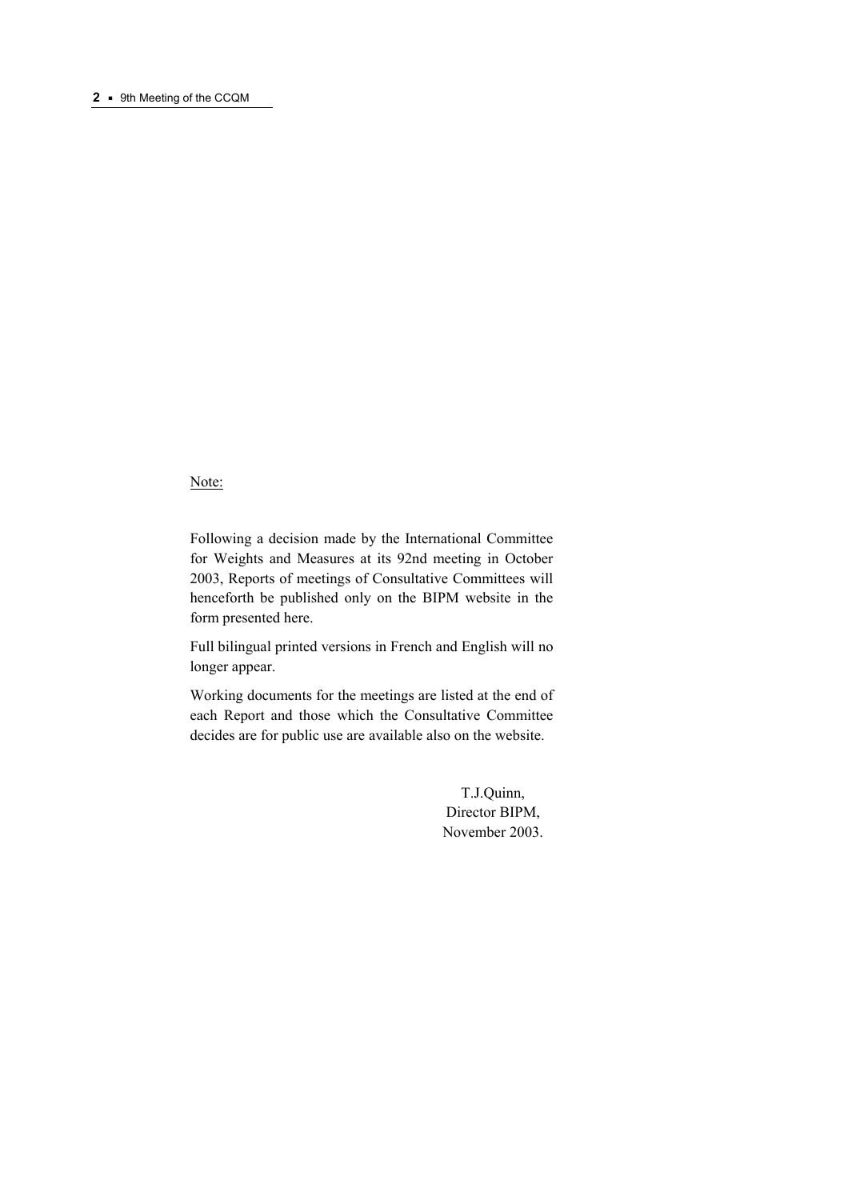Note:

Following a decision made by the International Committee for Weights and Measures at its 92nd meeting in October 2003, Reports of meetings of Consultative Committees will henceforth be published only on the BIPM website in the form presented here.

Full bilingual printed versions in French and English will no longer appear.

Working documents for the meetings are listed at the end of each Report and those which the Consultative Committee decides are for public use are available also on the website.

T.J.Quinn,
Director BIPM,
November 2003.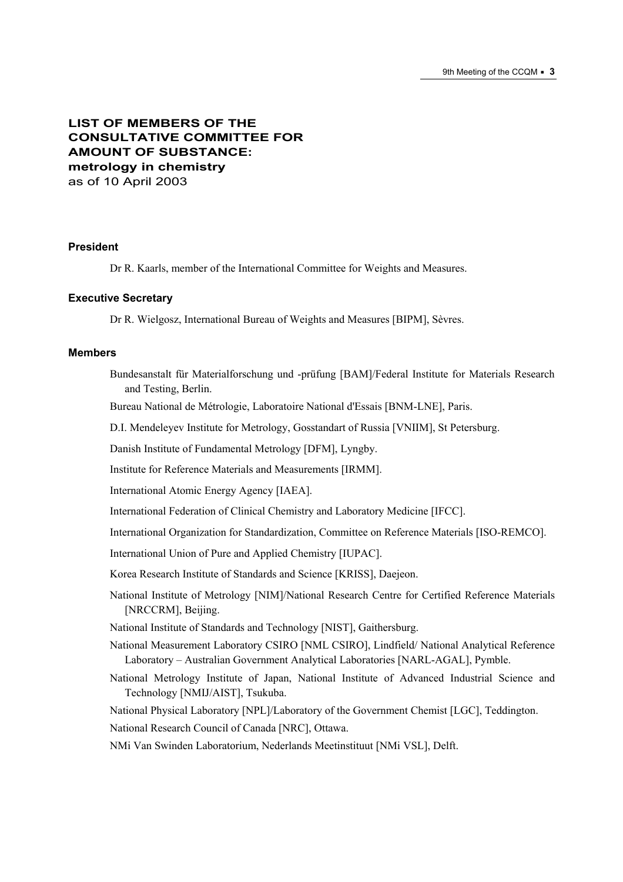# LIST OF MEMBERS OF THE CONSULTATIVE COMMITTEE FOR AMOUNT OF SUBSTANCE: metrology in chemistry

as of 10 April 2003

### President

Dr R. Kaarls, member of the International Committee for Weights and Measures.

### Executive Secretary

Dr R. Wielgosz, International Bureau of Weights and Measures [BIPM], Sèvres.

### Members

Bundesanstalt für Materialforschung und -prüfung [BAM]/Federal Institute for Materials Research and Testing, Berlin.

Bureau National de Métrologie, Laboratoire National d'Essais [BNM-LNE], Paris.

D.I. Mendeleyev Institute for Metrology, Gosstandart of Russia [VNIIM], St Petersburg.

Danish Institute of Fundamental Metrology [DFM], Lyngby.

Institute for Reference Materials and Measurements [IRMM].

International Atomic Energy Agency [IAEA].

International Federation of Clinical Chemistry and Laboratory Medicine [IFCC].

International Organization for Standardization, Committee on Reference Materials [ISO-REMCO].

International Union of Pure and Applied Chemistry [IUPAC].

Korea Research Institute of Standards and Science [KRISS], Daejeon.

National Institute of Metrology [NIM]/National Research Centre for Certified Reference Materials [NRCCRM], Beijing.

National Institute of Standards and Technology [NIST], Gaithersburg.

National Measurement Laboratory CSIRO [NML CSIRO], Lindfield/ National Analytical Reference Laboratory – Australian Government Analytical Laboratories [NARL-AGAL], Pymble.

National Metrology Institute of Japan, National Institute of Advanced Industrial Science and Technology [NMIJ/AIST], Tsukuba.

National Physical Laboratory [NPL]/Laboratory of the Government Chemist [LGC], Teddington.

National Research Council of Canada [NRC], Ottawa.

NMi Van Swinden Laboratorium, Nederlands Meetinstituut [NMi VSL], Delft.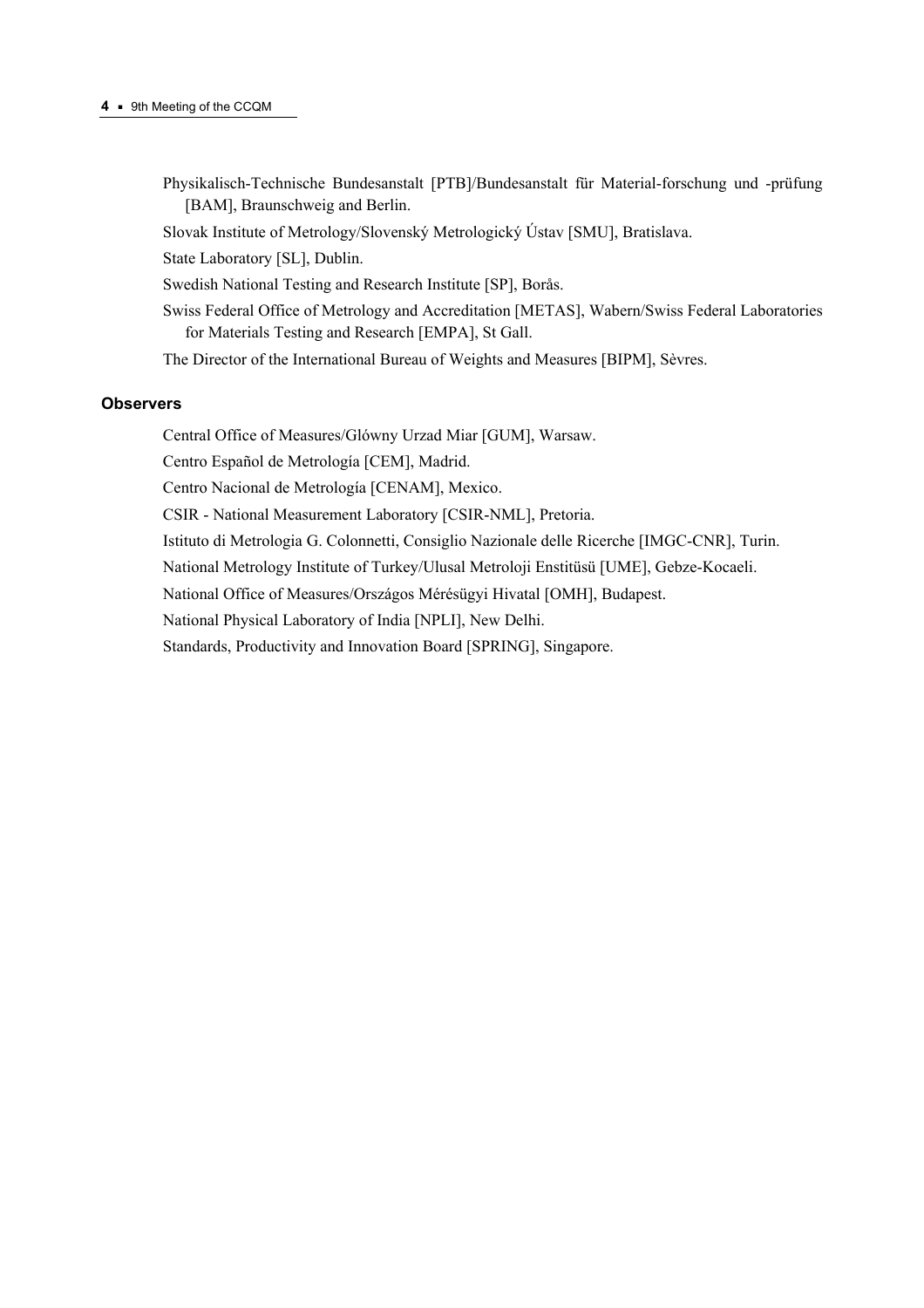Physikalisch-Technische Bundesanstalt [PTB]/Bundesanstalt für Material-forschung und -prüfung [BAM], Braunschweig and Berlin.

Slovak Institute of Metrology/Slovenský Metrologický Ústav [SMU], Bratislava.

State Laboratory [SL], Dublin.

Swedish National Testing and Research Institute [SP], Borås.

Swiss Federal Office of Metrology and Accreditation [METAS], Wabern/Swiss Federal Laboratories for Materials Testing and Research [EMPA], St Gall.

The Director of the International Bureau of Weights and Measures [BIPM], Sèvres.

### Observers

Central Office of Measures/Glówny Urzad Miar [GUM], Warsaw.

Centro Español de Metrología [CEM], Madrid.

Centro Nacional de Metrología [CENAM], Mexico.

CSIR - National Measurement Laboratory [CSIR-NML], Pretoria.

Istituto di Metrologia G. Colonnetti, Consiglio Nazionale delle Ricerche [IMGC-CNR], Turin.

National Metrology Institute of Turkey/Ulusal Metroloji Enstitüsü [UME], Gebze-Kocaeli.

National Office of Measures/Országos Mérésügyi Hivatal [OMH], Budapest.

National Physical Laboratory of India [NPLI], New Delhi.

Standards, Productivity and Innovation Board [SPRING], Singapore.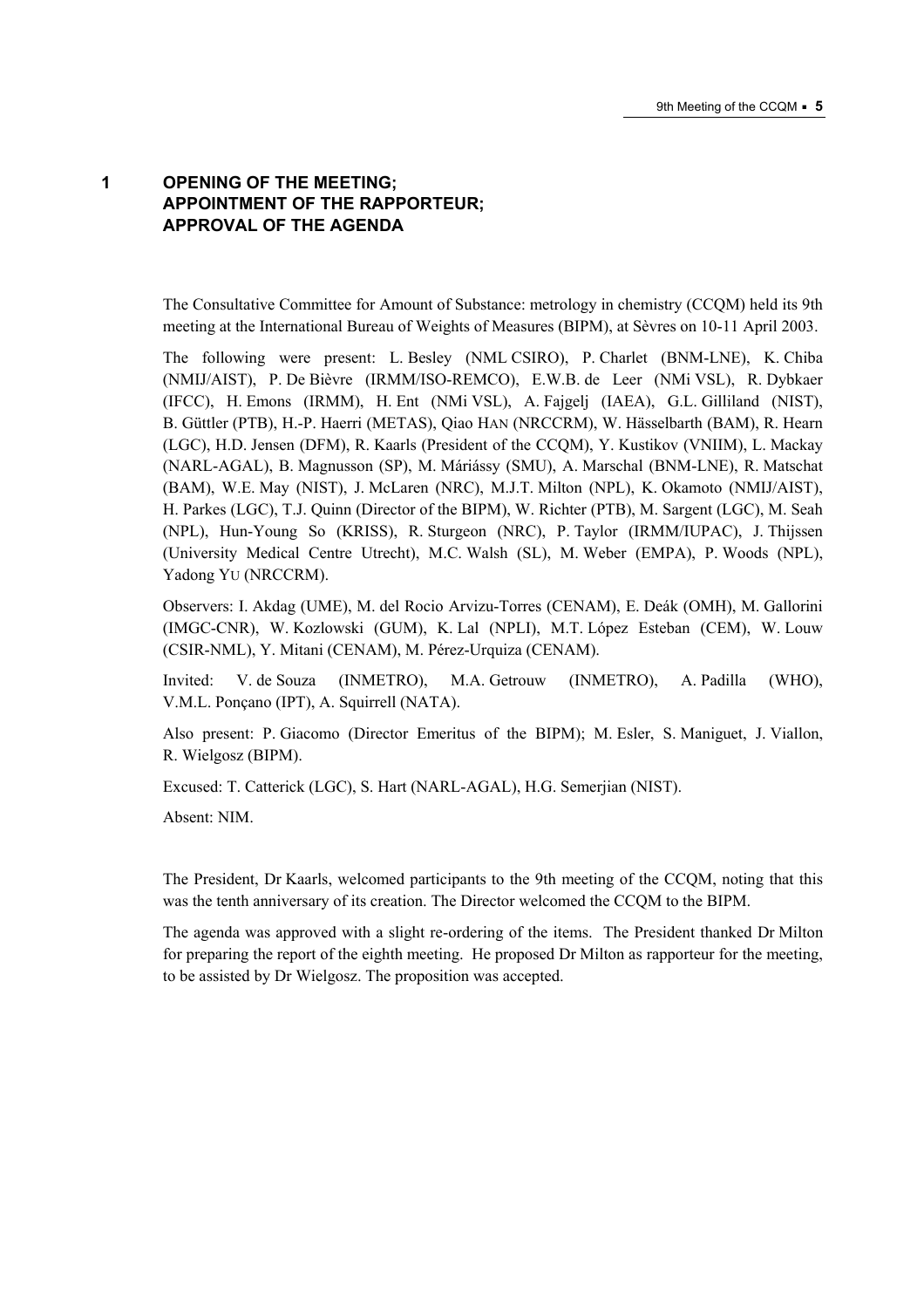# 1 OPENING OF THE MEETING; APPOINTMENT OF THE RAPPORTEUR; APPROVAL OF THE AGENDA

The Consultative Committee for Amount of Substance: metrology in chemistry (CCQM) held its 9th meeting at the International Bureau of Weights of Measures (BIPM), at Sèvres on 10-11 April 2003.

The following were present: L. Besley (NML CSIRO), P. Charlet (BNM-LNE), K. Chiba (NMIJ/AIST), P. De Bièvre (IRMM/ISO-REMCO), E.W.B. de Leer (NMi VSL), R. Dybkaer (IFCC), H. Emons (IRMM), H. Ent (NMi VSL), A. Fajgelj (IAEA), G.L. Gilliland (NIST), B. Güttler (PTB), H.-P. Haerri (METAS), Qiao HAN (NRCCRM), W. Hässelbarth (BAM), R. Hearn (LGC), H.D. Jensen (DFM), R. Kaarls (President of the CCQM), Y. Kustikov (VNIIM), L. Mackay (NARL-AGAL), B. Magnusson (SP), M. Máriássy (SMU), A. Marschal (BNM-LNE), R. Matschat (BAM), W.E. May (NIST), J. McLaren (NRC), M.J.T. Milton (NPL), K. Okamoto (NMIJ/AIST), H. Parkes (LGC), T.J. Quinn (Director of the BIPM), W. Richter (PTB), M. Sargent (LGC), M. Seah (NPL), Hun-Young So (KRISS), R. Sturgeon (NRC), P. Taylor (IRMM/IUPAC), J. Thijssen (University Medical Centre Utrecht), M.C. Walsh (SL), M. Weber (EMPA), P. Woods (NPL), Yadong YU (NRCCRM).

Observers: I. Akdag (UME), M. del Rocio Arvizu-Torres (CENAM), E. Deák (OMH), M. Gallorini (IMGC-CNR), W. Kozlowski (GUM), K. Lal (NPLI), M.T. López Esteban (CEM), W. Louw (CSIR-NML), Y. Mitani (CENAM), M. Pérez-Urquiza (CENAM).

Invited: V. de Souza (INMETRO), M.A. Getrouw (INMETRO), A. Padilla (WHO), V.M.L. Ponçano (IPT), A. Squirrell (NATA).

Also present: P. Giacomo (Director Emeritus of the BIPM); M. Esler, S. Maniguet, J. Viallon, R. Wielgosz (BIPM).

Excused: T. Catterick (LGC), S. Hart (NARL-AGAL), H.G. Semerjian (NIST).

Absent: NIM.

The President, Dr Kaarls, welcomed participants to the 9th meeting of the CCQM, noting that this was the tenth anniversary of its creation. The Director welcomed the CCQM to the BIPM.

The agenda was approved with a slight re-ordering of the items. The President thanked Dr Milton for preparing the report of the eighth meeting. He proposed Dr Milton as rapporteur for the meeting, to be assisted by Dr Wielgosz. The proposition was accepted.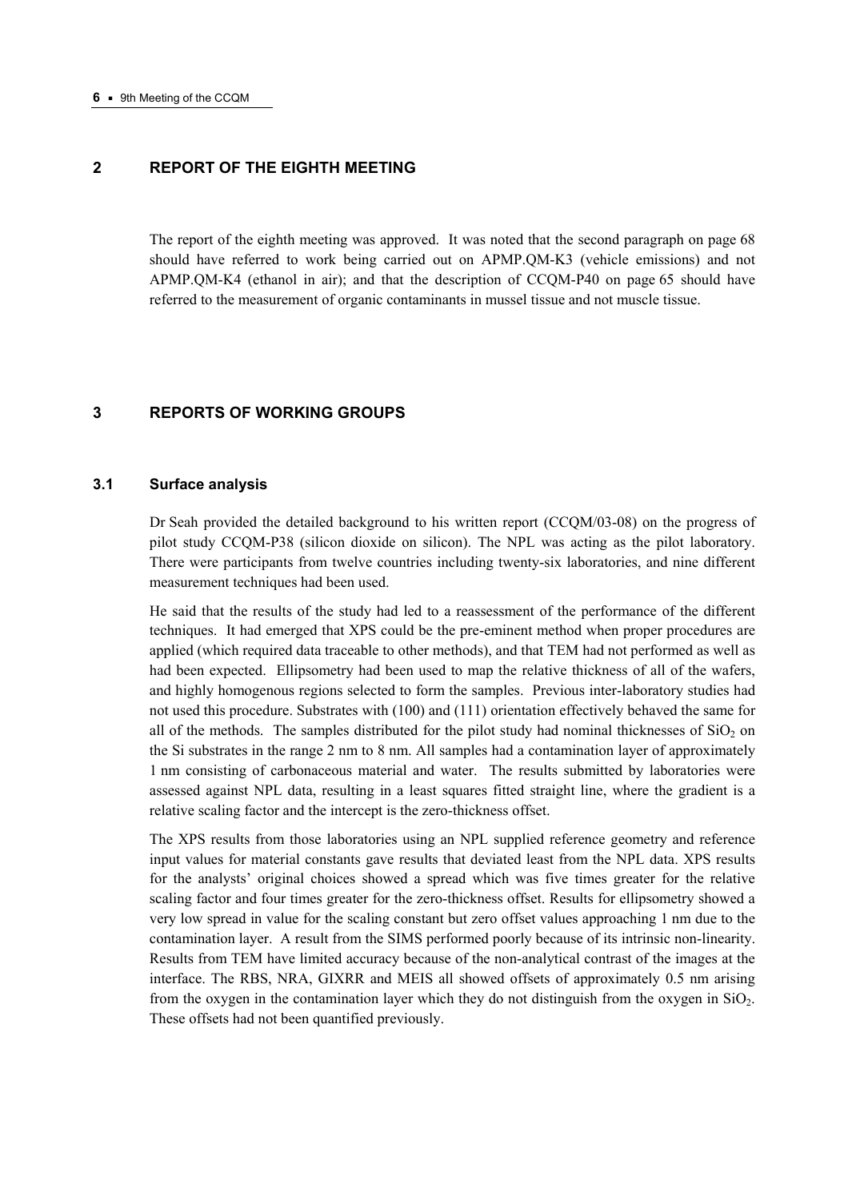## 2 REPORT OF THE EIGHTH MEETING

The report of the eighth meeting was approved. It was noted that the second paragraph on page 68 should have referred to work being carried out on APMP.QM-K3 (vehicle emissions) and not APMP.QM-K4 (ethanol in air); and that the description of CCQM-P40 on page 65 should have referred to the measurement of organic contaminants in mussel tissue and not muscle tissue.

## 3 REPORTS OF WORKING GROUPS

### 3.1 Surface analysis

Dr Seah provided the detailed background to his written report (CCQM/03-08) on the progress of pilot study CCQM-P38 (silicon dioxide on silicon). The NPL was acting as the pilot laboratory. There were participants from twelve countries including twenty-six laboratories, and nine different measurement techniques had been used.

He said that the results of the study had led to a reassessment of the performance of the different techniques. It had emerged that XPS could be the pre-eminent method when proper procedures are applied (which required data traceable to other methods), and that TEM had not performed as well as had been expected. Ellipsometry had been used to map the relative thickness of all of the wafers, and highly homogenous regions selected to form the samples. Previous inter-laboratory studies had not used this procedure. Substrates with (100) and (111) orientation effectively behaved the same for all of the methods. The samples distributed for the pilot study had nominal thicknesses of $SiO_2$ on the Si substrates in the range 2 nm to 8 nm. All samples had a contamination layer of approximately 1 nm consisting of carbonaceous material and water. The results submitted by laboratories were assessed against NPL data, resulting in a least squares fitted straight line, where the gradient is a relative scaling factor and the intercept is the zero-thickness offset.

The XPS results from those laboratories using an NPL supplied reference geometry and reference input values for material constants gave results that deviated least from the NPL data. XPS results for the analysts' original choices showed a spread which was five times greater for the relative scaling factor and four times greater for the zero-thickness offset. Results for ellipsometry showed a very low spread in value for the scaling constant but zero offset values approaching 1 nm due to the contamination layer. A result from the SIMS performed poorly because of its intrinsic non-linearity. Results from TEM have limited accuracy because of the non-analytical contrast of the images at the interface. The RBS, NRA, GIXRR and MEIS all showed offsets of approximately 0.5 nm arising from the oxygen in the contamination layer which they do not distinguish from the oxygen in $SiO_2$. These offsets had not been quantified previously.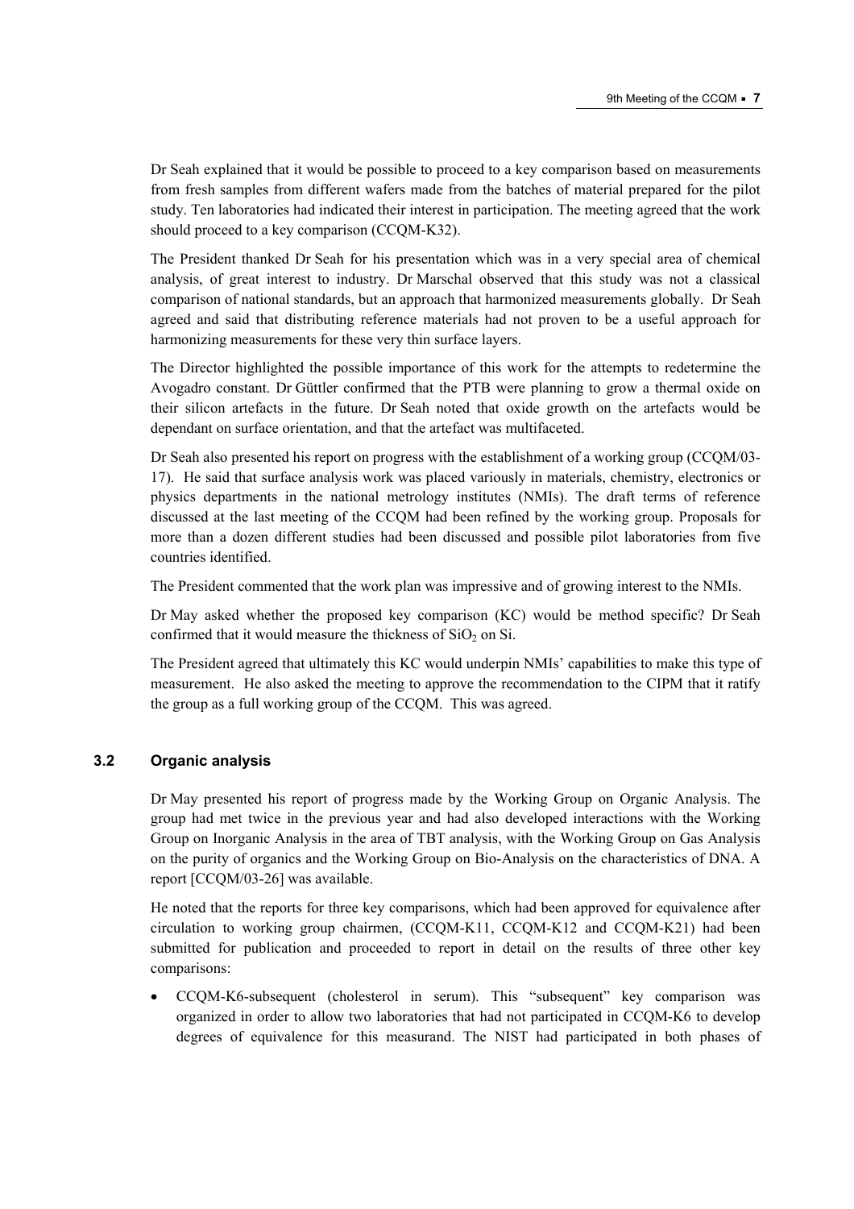Dr Seah explained that it would be possible to proceed to a key comparison based on measurements from fresh samples from different wafers made from the batches of material prepared for the pilot study. Ten laboratories had indicated their interest in participation. The meeting agreed that the work should proceed to a key comparison (CCQM-K32).

The President thanked Dr Seah for his presentation which was in a very special area of chemical analysis, of great interest to industry. Dr Marschal observed that this study was not a classical comparison of national standards, but an approach that harmonized measurements globally. Dr Seah agreed and said that distributing reference materials had not proven to be a useful approach for harmonizing measurements for these very thin surface layers.

The Director highlighted the possible importance of this work for the attempts to redetermine the Avogadro constant. Dr Güttler confirmed that the PTB were planning to grow a thermal oxide on their silicon artefacts in the future. Dr Seah noted that oxide growth on the artefacts would be dependant on surface orientation, and that the artefact was multifaceted.

Dr Seah also presented his report on progress with the establishment of a working group (CCQM/03-17). He said that surface analysis work was placed variously in materials, chemistry, electronics or physics departments in the national metrology institutes (NMIs). The draft terms of reference discussed at the last meeting of the CCQM had been refined by the working group. Proposals for more than a dozen different studies had been discussed and possible pilot laboratories from five countries identified.

The President commented that the work plan was impressive and of growing interest to the NMIs.

Dr May asked whether the proposed key comparison (KC) would be method specific? Dr Seah confirmed that it would measure the thickness of $SiO_2$ on Si.

The President agreed that ultimately this KC would underpin NMIs' capabilities to make this type of measurement. He also asked the meeting to approve the recommendation to the CIPM that it ratify the group as a full working group of the CCQM. This was agreed.

### 3.2 Organic analysis

Dr May presented his report of progress made by the Working Group on Organic Analysis. The group had met twice in the previous year and had also developed interactions with the Working Group on Inorganic Analysis in the area of TBT analysis, with the Working Group on Gas Analysis on the purity of organics and the Working Group on Bio-Analysis on the characteristics of DNA. A report [CCQM/03-26] was available.

He noted that the reports for three key comparisons, which had been approved for equivalence after circulation to working group chairmen, (CCQM-K11, CCQM-K12 and CCQM-K21) had been submitted for publication and proceeded to report in detail on the results of three other key comparisons:

- CCQM-K6-subsequent (cholesterol in serum). This "subsequent" key comparison was organized in order to allow two laboratories that had not participated in CCQM-K6 to develop degrees of equivalence for this measurand. The NIST had participated in both phases of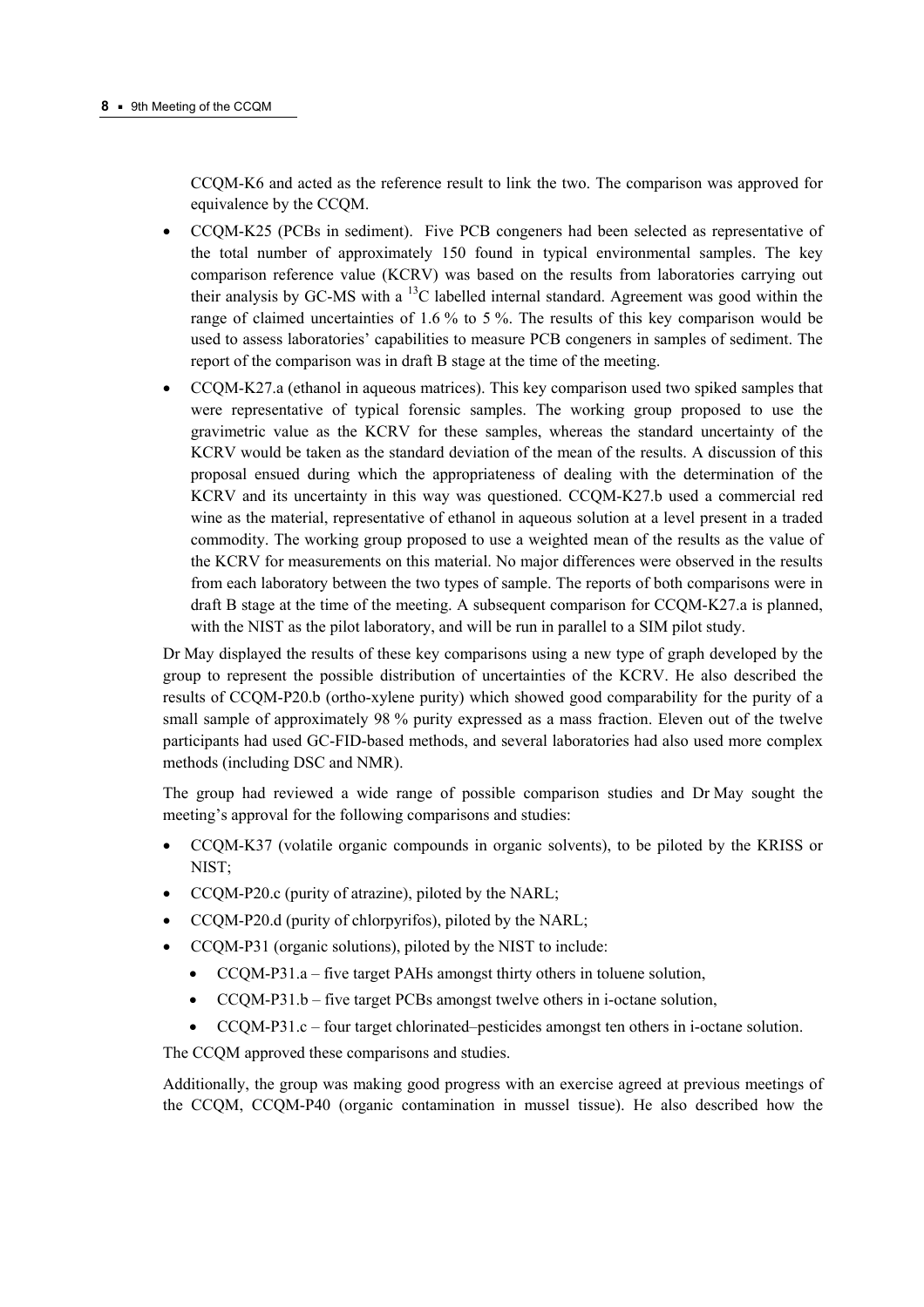CCQM-K6 and acted as the reference result to link the two. The comparison was approved for equivalence by the CCQM.

- CCQM-K25 (PCBs in sediment). Five PCB congeners had been selected as representative of the total number of approximately 150 found in typical environmental samples. The key comparison reference value (KCRV) was based on the results from laboratories carrying out their analysis by GC-MS with a $^{13}C$ labelled internal standard. Agreement was good within the range of claimed uncertainties of 1.6 % to 5 %. The results of this key comparison would be used to assess laboratories' capabilities to measure PCB congeners in samples of sediment. The report of the comparison was in draft B stage at the time of the meeting.
- CCQM-K27.a (ethanol in aqueous matrices). This key comparison used two spiked samples that were representative of typical forensic samples. The working group proposed to use the gravimetric value as the KCRV for these samples, whereas the standard uncertainty of the KCRV would be taken as the standard deviation of the mean of the results. A discussion of this proposal ensued during which the appropriateness of dealing with the determination of the KCRV and its uncertainty in this way was questioned. CCQM-K27.b used a commercial red wine as the material, representative of ethanol in aqueous solution at a level present in a traded commodity. The working group proposed to use a weighted mean of the results as the value of the KCRV for measurements on this material. No major differences were observed in the results from each laboratory between the two types of sample. The reports of both comparisons were in draft B stage at the time of the meeting. A subsequent comparison for CCQM-K27.a is planned, with the NIST as the pilot laboratory, and will be run in parallel to a SIM pilot study.

Dr May displayed the results of these key comparisons using a new type of graph developed by the group to represent the possible distribution of uncertainties of the KCRV. He also described the results of CCQM-P20.b (ortho-xylene purity) which showed good comparability for the purity of a small sample of approximately 98 % purity expressed as a mass fraction. Eleven out of the twelve participants had used GC-FID-based methods, and several laboratories had also used more complex methods (including DSC and NMR).

The group had reviewed a wide range of possible comparison studies and Dr May sought the meeting's approval for the following comparisons and studies:

- CCQM-K37 (volatile organic compounds in organic solvents), to be piloted by the KRISS or NIST;
- CCQM-P20.c (purity of atrazine), piloted by the NARL;
- CCQM-P20.d (purity of chlorpyrifos), piloted by the NARL;
- CCQM-P31 (organic solutions), piloted by the NIST to include:
  - CCQM-P31.a – five target PAHs amongst thirty others in toluene solution,
  - CCQM-P31.b – five target PCBs amongst twelve others in i-octane solution,
  - CCQM-P31.c – four target chlorinated–pesticides amongst ten others in i-octane solution.

The CCQM approved these comparisons and studies.

Additionally, the group was making good progress with an exercise agreed at previous meetings of the CCQM, CCQM-P40 (organic contamination in mussel tissue). He also described how the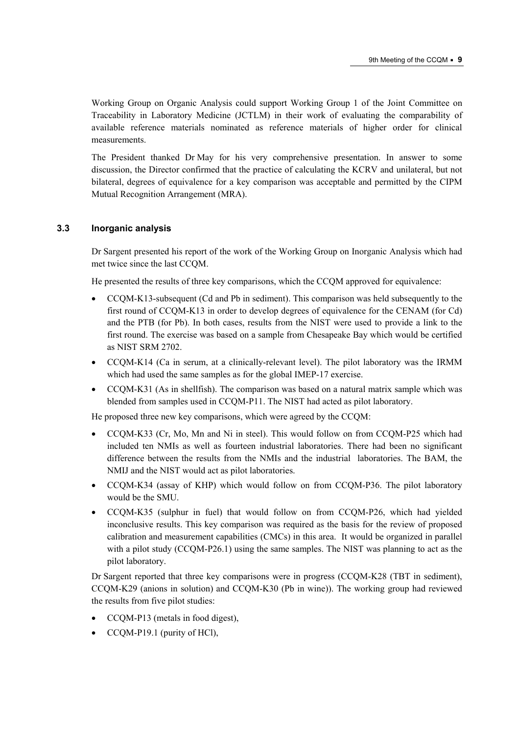Working Group on Organic Analysis could support Working Group 1 of the Joint Committee on Traceability in Laboratory Medicine (JCTLM) in their work of evaluating the comparability of available reference materials nominated as reference materials of higher order for clinical measurements.

The President thanked Dr May for his very comprehensive presentation. In answer to some discussion, the Director confirmed that the practice of calculating the KCRV and unilateral, but not bilateral, degrees of equivalence for a key comparison was acceptable and permitted by the CIPM Mutual Recognition Arrangement (MRA).

### 3.3 Inorganic analysis

Dr Sargent presented his report of the work of the Working Group on Inorganic Analysis which had met twice since the last CCQM.

He presented the results of three key comparisons, which the CCQM approved for equivalence:

- CCQM-K13-subsequent (Cd and Pb in sediment). This comparison was held subsequently to the first round of CCQM-K13 in order to develop degrees of equivalence for the CENAM (for Cd) and the PTB (for Pb). In both cases, results from the NIST were used to provide a link to the first round. The exercise was based on a sample from Chesapeake Bay which would be certified as NIST SRM 2702.
- CCQM-K14 (Ca in serum, at a clinically-relevant level). The pilot laboratory was the IRMM which had used the same samples as for the global IMEP-17 exercise.
- CCQM-K31 (As in shellfish). The comparison was based on a natural matrix sample which was blended from samples used in CCQM-P11. The NIST had acted as pilot laboratory.

He proposed three new key comparisons, which were agreed by the CCQM:

- CCQM-K33 (Cr, Mo, Mn and Ni in steel). This would follow on from CCQM-P25 which had included ten NMIs as well as fourteen industrial laboratories. There had been no significant difference between the results from the NMIs and the industrial laboratories. The BAM, the NMIJ and the NIST would act as pilot laboratories.
- CCQM-K34 (assay of KHP) which would follow on from CCQM-P36. The pilot laboratory would be the SMU.
- CCQM-K35 (sulphur in fuel) that would follow on from CCQM-P26, which had yielded inconclusive results. This key comparison was required as the basis for the review of proposed calibration and measurement capabilities (CMCs) in this area. It would be organized in parallel with a pilot study (CCQM-P26.1) using the same samples. The NIST was planning to act as the pilot laboratory.

Dr Sargent reported that three key comparisons were in progress (CCQM-K28 (TBT in sediment), CCQM-K29 (anions in solution) and CCQM-K30 (Pb in wine)). The working group had reviewed the results from five pilot studies:

- CCQM-P13 (metals in food digest),
- CCQM-P19.1 (purity of HCl),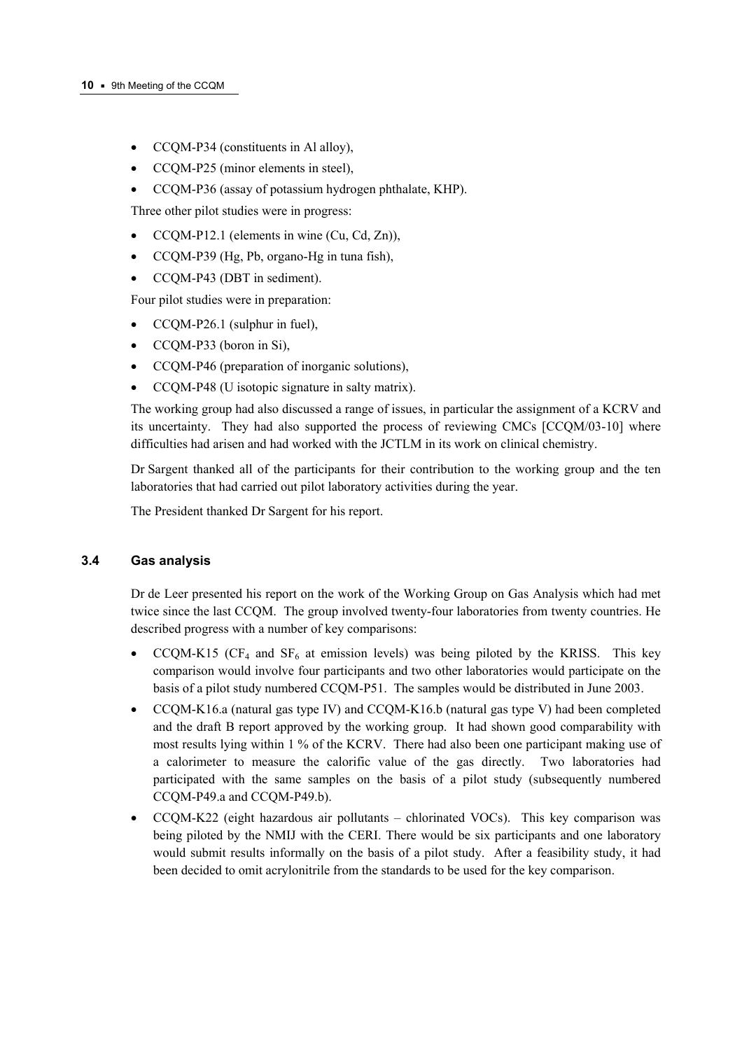- CCQM-P34 (constituents in Al alloy),
- CCQM-P25 (minor elements in steel),
- CCQM-P36 (assay of potassium hydrogen phthalate, KHP).

Three other pilot studies were in progress:

- CCQM-P12.1 (elements in wine (Cu, Cd, Zn)),
- CCQM-P39 (Hg, Pb, organo-Hg in tuna fish),
- CCQM-P43 (DBT in sediment).

Four pilot studies were in preparation:

- CCQM-P26.1 (sulphur in fuel),
- CCQM-P33 (boron in Si),
- CCQM-P46 (preparation of inorganic solutions),
- CCQM-P48 (U isotopic signature in salty matrix).

The working group had also discussed a range of issues, in particular the assignment of a KCRV and its uncertainty. They had also supported the process of reviewing CMCs [CCQM/03-10] where difficulties had arisen and had worked with the JCTLM in its work on clinical chemistry.

Dr Sargent thanked all of the participants for their contribution to the working group and the ten laboratories that had carried out pilot laboratory activities during the year.

The President thanked Dr Sargent for his report.

### 3.4 Gas analysis

Dr de Leer presented his report on the work of the Working Group on Gas Analysis which had met twice since the last CCQM. The group involved twenty-four laboratories from twenty countries. He described progress with a number of key comparisons:

- CCQM-K15 ($CF_4$ and $SF_6$ at emission levels) was being piloted by the KRISS. This key comparison would involve four participants and two other laboratories would participate on the basis of a pilot study numbered CCQM-P51. The samples would be distributed in June 2003.
- CCQM-K16.a (natural gas type IV) and CCQM-K16.b (natural gas type V) had been completed and the draft B report approved by the working group. It had shown good comparability with most results lying within 1 % of the KCRV. There had also been one participant making use of a calorimeter to measure the calorific value of the gas directly. Two laboratories had participated with the same samples on the basis of a pilot study (subsequently numbered CCQM-P49.a and CCQM-P49.b).
- CCQM-K22 (eight hazardous air pollutants – chlorinated VOCs). This key comparison was being piloted by the NMIJ with the CERI. There would be six participants and one laboratory would submit results informally on the basis of a pilot study. After a feasibility study, it had been decided to omit acrylonitrile from the standards to be used for the key comparison.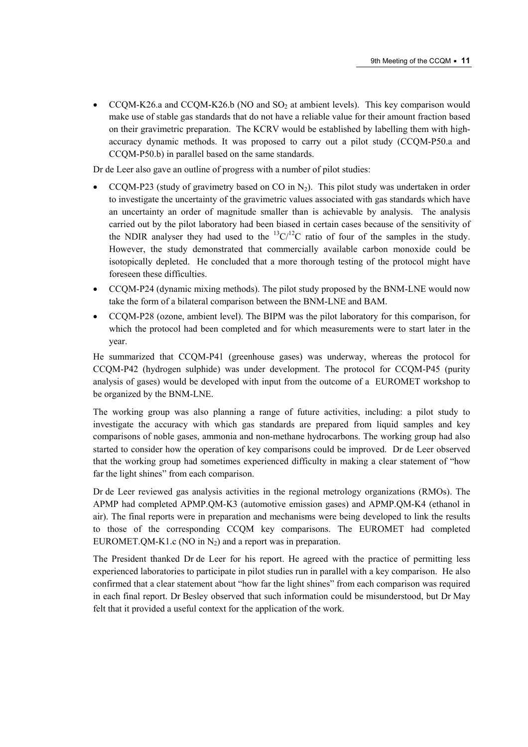- CCQM-K26.a and CCQM-K26.b (NO and $SO_2$ at ambient levels). This key comparison would make use of stable gas standards that do not have a reliable value for their amount fraction based on their gravimetric preparation. The KCRV would be established by labelling them with high-accuracy dynamic methods. It was proposed to carry out a pilot study (CCQM-P50.a and CCQM-P50.b) in parallel based on the same standards.

Dr de Leer also gave an outline of progress with a number of pilot studies:

- CCQM-P23 (study of gravimetry based on CO in $N_2$). This pilot study was undertaken in order to investigate the uncertainty of the gravimetric values associated with gas standards which have an uncertainty an order of magnitude smaller than is achievable by analysis. The analysis carried out by the pilot laboratory had been biased in certain cases because of the sensitivity of the NDIR analyser they had used to the $^{13}C/^{12}C$ ratio of four of the samples in the study. However, the study demonstrated that commercially available carbon monoxide could be isotopically depleted. He concluded that a more thorough testing of the protocol might have foreseen these difficulties.
- CCQM-P24 (dynamic mixing methods). The pilot study proposed by the BNM-LNE would now take the form of a bilateral comparison between the BNM-LNE and BAM.
- CCQM-P28 (ozone, ambient level). The BIPM was the pilot laboratory for this comparison, for which the protocol had been completed and for which measurements were to start later in the year.

He summarized that CCQM-P41 (greenhouse gases) was underway, whereas the protocol for CCQM-P42 (hydrogen sulphide) was under development. The protocol for CCQM-P45 (purity analysis of gases) would be developed with input from the outcome of a EUROMET workshop to be organized by the BNM-LNE.

The working group was also planning a range of future activities, including: a pilot study to investigate the accuracy with which gas standards are prepared from liquid samples and key comparisons of noble gases, ammonia and non-methane hydrocarbons. The working group had also started to consider how the operation of key comparisons could be improved. Dr de Leer observed that the working group had sometimes experienced difficulty in making a clear statement of "how far the light shines" from each comparison.

Dr de Leer reviewed gas analysis activities in the regional metrology organizations (RMOs). The APMP had completed APMP.QM-K3 (automotive emission gases) and APMP.QM-K4 (ethanol in air). The final reports were in preparation and mechanisms were being developed to link the results to those of the corresponding CCQM key comparisons. The EUROMET had completed EUROMET.QM-K1.c (NO in $N_2$) and a report was in preparation.

The President thanked Dr de Leer for his report. He agreed with the practice of permitting less experienced laboratories to participate in pilot studies run in parallel with a key comparison. He also confirmed that a clear statement about "how far the light shines" from each comparison was required in each final report. Dr Besley observed that such information could be misunderstood, but Dr May felt that it provided a useful context for the application of the work.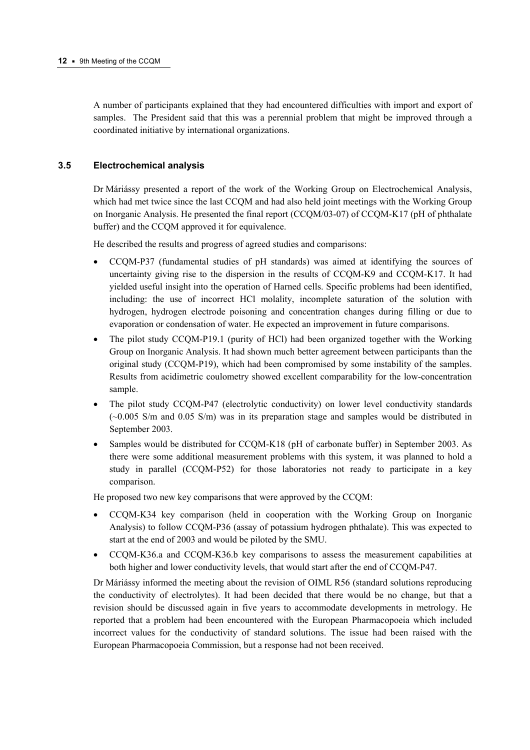A number of participants explained that they had encountered difficulties with import and export of samples. The President said that this was a perennial problem that might be improved through a coordinated initiative by international organizations.

### 3.5 Electrochemical analysis

Dr Máriássy presented a report of the work of the Working Group on Electrochemical Analysis, which had met twice since the last CCQM and had also held joint meetings with the Working Group on Inorganic Analysis. He presented the final report (CCQM/03-07) of CCQM-K17 (pH of phthalate buffer) and the CCQM approved it for equivalence.

He described the results and progress of agreed studies and comparisons:

- CCQM-P37 (fundamental studies of pH standards) was aimed at identifying the sources of uncertainty giving rise to the dispersion in the results of CCQM-K9 and CCQM-K17. It had yielded useful insight into the operation of Harned cells. Specific problems had been identified, including: the use of incorrect HCl molality, incomplete saturation of the solution with hydrogen, hydrogen electrode poisoning and concentration changes during filling or due to evaporation or condensation of water. He expected an improvement in future comparisons.
- The pilot study CCQM-P19.1 (purity of HCl) had been organized together with the Working Group on Inorganic Analysis. It had shown much better agreement between participants than the original study (CCQM-P19), which had been compromised by some instability of the samples. Results from acidimetric coulometry showed excellent comparability for the low-concentration sample.
- The pilot study CCQM-P47 (electrolytic conductivity) on lower level conductivity standards (~0.005 S/m and 0.05 S/m) was in its preparation stage and samples would be distributed in September 2003.
- Samples would be distributed for CCQM-K18 (pH of carbonate buffer) in September 2003. As there were some additional measurement problems with this system, it was planned to hold a study in parallel (CCQM-P52) for those laboratories not ready to participate in a key comparison.

He proposed two new key comparisons that were approved by the CCQM:

- CCQM-K34 key comparison (held in cooperation with the Working Group on Inorganic Analysis) to follow CCQM-P36 (assay of potassium hydrogen phthalate). This was expected to start at the end of 2003 and would be piloted by the SMU.
- CCQM-K36.a and CCQM-K36.b key comparisons to assess the measurement capabilities at both higher and lower conductivity levels, that would start after the end of CCQM-P47.

Dr Máriássy informed the meeting about the revision of OIML R56 (standard solutions reproducing the conductivity of electrolytes). It had been decided that there would be no change, but that a revision should be discussed again in five years to accommodate developments in metrology. He reported that a problem had been encountered with the European Pharmacopoeia which included incorrect values for the conductivity of standard solutions. The issue had been raised with the European Pharmacopoeia Commission, but a response had not been received.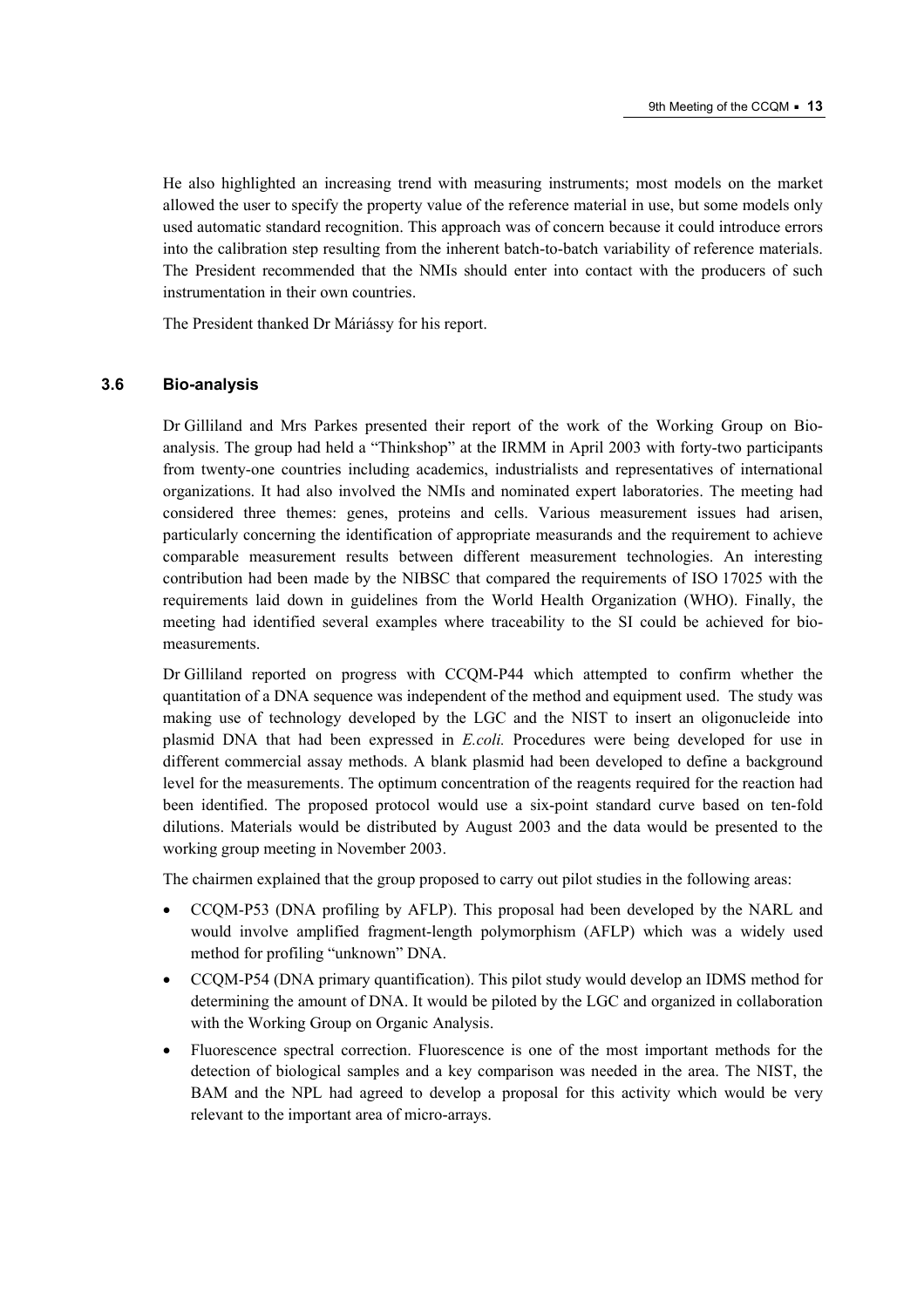He also highlighted an increasing trend with measuring instruments; most models on the market allowed the user to specify the property value of the reference material in use, but some models only used automatic standard recognition. This approach was of concern because it could introduce errors into the calibration step resulting from the inherent batch-to-batch variability of reference materials. The President recommended that the NMIs should enter into contact with the producers of such instrumentation in their own countries.

The President thanked Dr Máriássy for his report.

### 3.6 Bio-analysis

Dr Gilliland and Mrs Parkes presented their report of the work of the Working Group on Bio-analysis. The group had held a "Thinkshop" at the IRMM in April 2003 with forty-two participants from twenty-one countries including academics, industrialists and representatives of international organizations. It had also involved the NMIs and nominated expert laboratories. The meeting had considered three themes: genes, proteins and cells. Various measurement issues had arisen, particularly concerning the identification of appropriate measurands and the requirement to achieve comparable measurement results between different measurement technologies. An interesting contribution had been made by the NIBSC that compared the requirements of ISO 17025 with the requirements laid down in guidelines from the World Health Organization (WHO). Finally, the meeting had identified several examples where traceability to the SI could be achieved for bio-measurements.

Dr Gilliland reported on progress with CCQM-P44 which attempted to confirm whether the quantitation of a DNA sequence was independent of the method and equipment used. The study was making use of technology developed by the LGC and the NIST to insert an oligonucleide into plasmid DNA that had been expressed in *E.coli.* Procedures were being developed for use in different commercial assay methods. A blank plasmid had been developed to define a background level for the measurements. The optimum concentration of the reagents required for the reaction had been identified. The proposed protocol would use a six-point standard curve based on ten-fold dilutions. Materials would be distributed by August 2003 and the data would be presented to the working group meeting in November 2003.

The chairmen explained that the group proposed to carry out pilot studies in the following areas:

- CCQM-P53 (DNA profiling by AFLP). This proposal had been developed by the NARL and would involve amplified fragment-length polymorphism (AFLP) which was a widely used method for profiling "unknown" DNA.
- CCQM-P54 (DNA primary quantification). This pilot study would develop an IDMS method for determining the amount of DNA. It would be piloted by the LGC and organized in collaboration with the Working Group on Organic Analysis.
- Fluorescence spectral correction. Fluorescence is one of the most important methods for the detection of biological samples and a key comparison was needed in the area. The NIST, the BAM and the NPL had agreed to develop a proposal for this activity which would be very relevant to the important area of micro-arrays.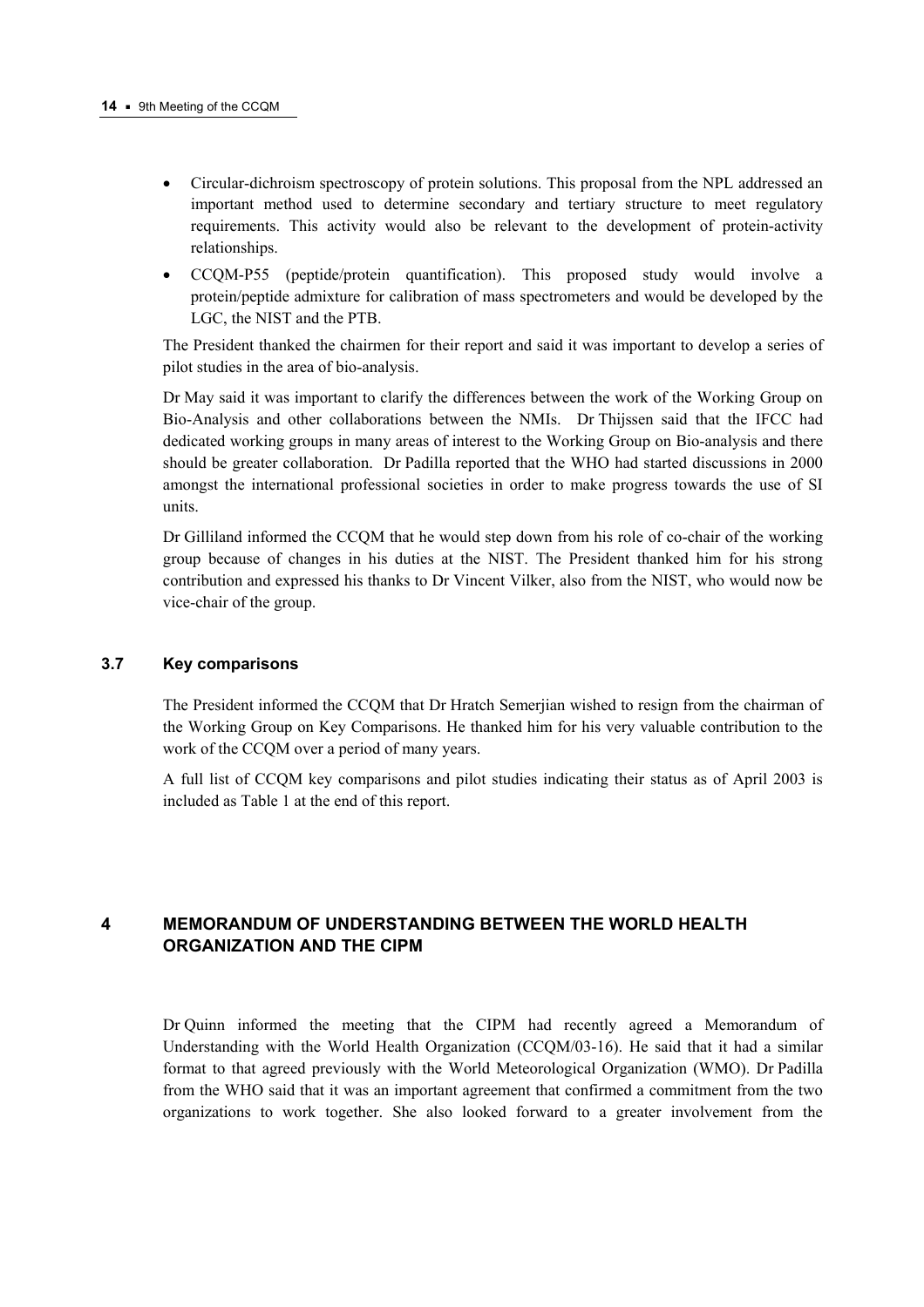- Circular-dichroism spectroscopy of protein solutions. This proposal from the NPL addressed an important method used to determine secondary and tertiary structure to meet regulatory requirements. This activity would also be relevant to the development of protein-activity relationships.
- CCQM-P55 (peptide/protein quantification). This proposed study would involve a protein/peptide admixture for calibration of mass spectrometers and would be developed by the LGC, the NIST and the PTB.

The President thanked the chairmen for their report and said it was important to develop a series of pilot studies in the area of bio-analysis.

Dr May said it was important to clarify the differences between the work of the Working Group on Bio-Analysis and other collaborations between the NMIs. Dr Thijssen said that the IFCC had dedicated working groups in many areas of interest to the Working Group on Bio-analysis and there should be greater collaboration. Dr Padilla reported that the WHO had started discussions in 2000 amongst the international professional societies in order to make progress towards the use of SI units.

Dr Gilliland informed the CCQM that he would step down from his role of co-chair of the working group because of changes in his duties at the NIST. The President thanked him for his strong contribution and expressed his thanks to Dr Vincent Vilker, also from the NIST, who would now be vice-chair of the group.

### 3.7 Key comparisons

The President informed the CCQM that Dr Hratch Semerjian wished to resign from the chairman of the Working Group on Key Comparisons. He thanked him for his very valuable contribution to the work of the CCQM over a period of many years.

A full list of CCQM key comparisons and pilot studies indicating their status as of April 2003 is included as Table 1 at the end of this report.

## 4 MEMORANDUM OF UNDERSTANDING BETWEEN THE WORLD HEALTH ORGANIZATION AND THE CIPM

Dr Quinn informed the meeting that the CIPM had recently agreed a Memorandum of Understanding with the World Health Organization (CCQM/03-16). He said that it had a similar format to that agreed previously with the World Meteorological Organization (WMO). Dr Padilla from the WHO said that it was an important agreement that confirmed a commitment from the two organizations to work together. She also looked forward to a greater involvement from the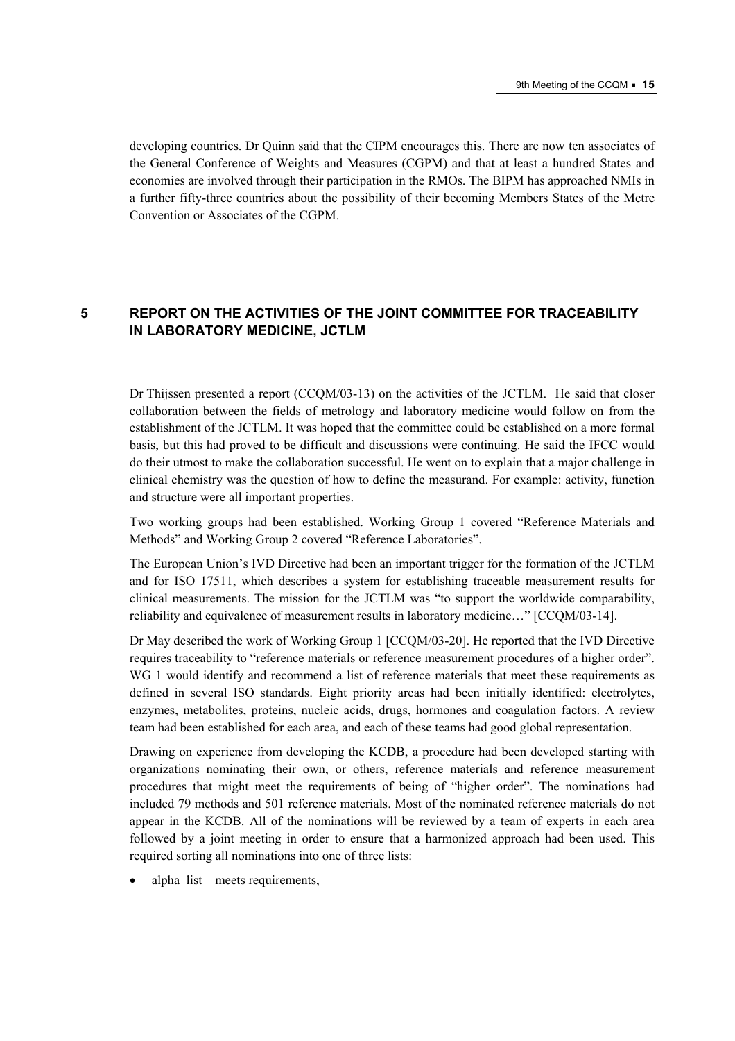developing countries. Dr Quinn said that the CIPM encourages this. There are now ten associates of the General Conference of Weights and Measures (CGPM) and that at least a hundred States and economies are involved through their participation in the RMOs. The BIPM has approached NMIs in a further fifty-three countries about the possibility of their becoming Members States of the Metre Convention or Associates of the CGPM.

## 5 REPORT ON THE ACTIVITIES OF THE JOINT COMMITTEE FOR TRACEABILITY IN LABORATORY MEDICINE, JCTLM

Dr Thijssen presented a report (CCQM/03-13) on the activities of the JCTLM. He said that closer collaboration between the fields of metrology and laboratory medicine would follow on from the establishment of the JCTLM. It was hoped that the committee could be established on a more formal basis, but this had proved to be difficult and discussions were continuing. He said the IFCC would do their utmost to make the collaboration successful. He went on to explain that a major challenge in clinical chemistry was the question of how to define the measurand. For example: activity, function and structure were all important properties.

Two working groups had been established. Working Group 1 covered "Reference Materials and Methods" and Working Group 2 covered "Reference Laboratories".

The European Union's IVD Directive had been an important trigger for the formation of the JCTLM and for ISO 17511, which describes a system for establishing traceable measurement results for clinical measurements. The mission for the JCTLM was "to support the worldwide comparability, reliability and equivalence of measurement results in laboratory medicine…" [CCQM/03-14].

Dr May described the work of Working Group 1 [CCQM/03-20]. He reported that the IVD Directive requires traceability to "reference materials or reference measurement procedures of a higher order". WG 1 would identify and recommend a list of reference materials that meet these requirements as defined in several ISO standards. Eight priority areas had been initially identified: electrolytes, enzymes, metabolites, proteins, nucleic acids, drugs, hormones and coagulation factors. A review team had been established for each area, and each of these teams had good global representation.

Drawing on experience from developing the KCDB, a procedure had been developed starting with organizations nominating their own, or others, reference materials and reference measurement procedures that might meet the requirements of being of "higher order". The nominations had included 79 methods and 501 reference materials. Most of the nominated reference materials do not appear in the KCDB. All of the nominations will be reviewed by a team of experts in each area followed by a joint meeting in order to ensure that a harmonized approach had been used. This required sorting all nominations into one of three lists:

- alpha list – meets requirements,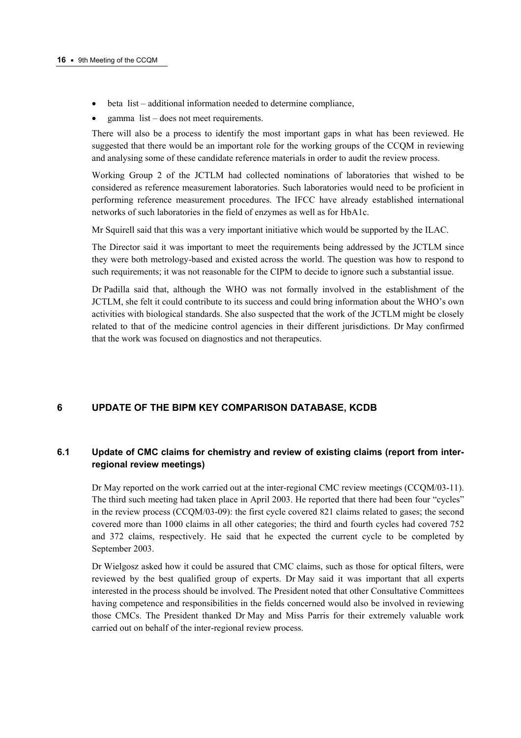- beta list – additional information needed to determine compliance,
- gamma list – does not meet requirements.

There will also be a process to identify the most important gaps in what has been reviewed. He suggested that there would be an important role for the working groups of the CCQM in reviewing and analysing some of these candidate reference materials in order to audit the review process.

Working Group 2 of the JCTLM had collected nominations of laboratories that wished to be considered as reference measurement laboratories. Such laboratories would need to be proficient in performing reference measurement procedures. The IFCC have already established international networks of such laboratories in the field of enzymes as well as for HbA1c.

Mr Squirell said that this was a very important initiative which would be supported by the ILAC.

The Director said it was important to meet the requirements being addressed by the JCTLM since they were both metrology-based and existed across the world. The question was how to respond to such requirements; it was not reasonable for the CIPM to decide to ignore such a substantial issue.

Dr Padilla said that, although the WHO was not formally involved in the establishment of the JCTLM, she felt it could contribute to its success and could bring information about the WHO's own activities with biological standards. She also suspected that the work of the JCTLM might be closely related to that of the medicine control agencies in their different jurisdictions. Dr May confirmed that the work was focused on diagnostics and not therapeutics.

## 6 UPDATE OF THE BIPM KEY COMPARISON DATABASE, KCDB

### 6.1 Update of CMC claims for chemistry and review of existing claims (report from inter-regional review meetings)

Dr May reported on the work carried out at the inter-regional CMC review meetings (CCQM/03-11). The third such meeting had taken place in April 2003. He reported that there had been four "cycles" in the review process (CCQM/03-09): the first cycle covered 821 claims related to gases; the second covered more than 1000 claims in all other categories; the third and fourth cycles had covered 752 and 372 claims, respectively. He said that he expected the current cycle to be completed by September 2003.

Dr Wielgosz asked how it could be assured that CMC claims, such as those for optical filters, were reviewed by the best qualified group of experts. Dr May said it was important that all experts interested in the process should be involved. The President noted that other Consultative Committees having competence and responsibilities in the fields concerned would also be involved in reviewing those CMCs. The President thanked Dr May and Miss Parris for their extremely valuable work carried out on behalf of the inter-regional review process.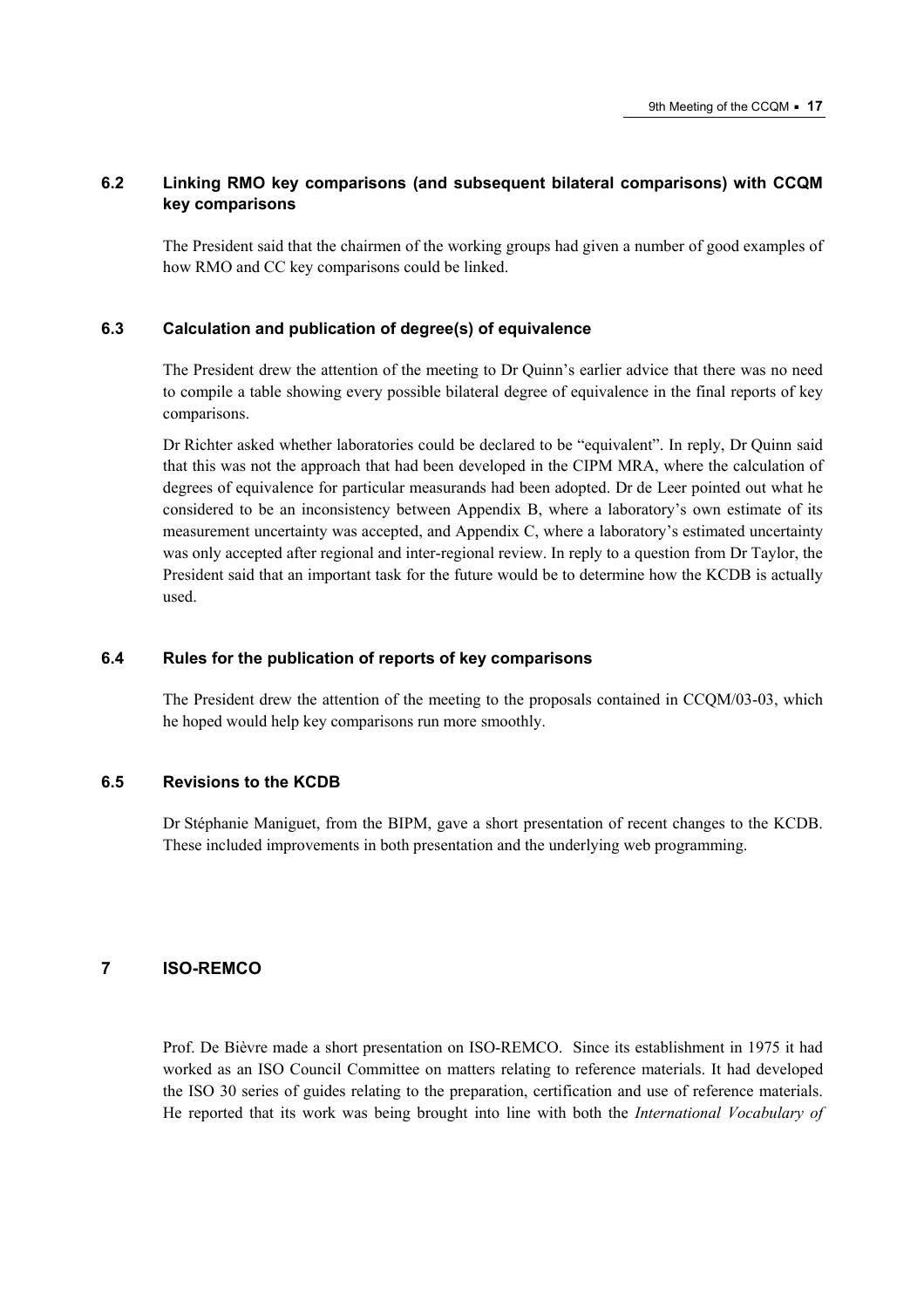### 6.2 Linking RMO key comparisons (and subsequent bilateral comparisons) with CCQM key comparisons

The President said that the chairmen of the working groups had given a number of good examples of how RMO and CC key comparisons could be linked.

### 6.3 Calculation and publication of degree(s) of equivalence

The President drew the attention of the meeting to Dr Quinn's earlier advice that there was no need to compile a table showing every possible bilateral degree of equivalence in the final reports of key comparisons.

Dr Richter asked whether laboratories could be declared to be "equivalent". In reply, Dr Quinn said that this was not the approach that had been developed in the CIPM MRA, where the calculation of degrees of equivalence for particular measurands had been adopted. Dr de Leer pointed out what he considered to be an inconsistency between Appendix B, where a laboratory's own estimate of its measurement uncertainty was accepted, and Appendix C, where a laboratory's estimated uncertainty was only accepted after regional and inter-regional review. In reply to a question from Dr Taylor, the President said that an important task for the future would be to determine how the KCDB is actually used.

### 6.4 Rules for the publication of reports of key comparisons

The President drew the attention of the meeting to the proposals contained in CCQM/03-03, which he hoped would help key comparisons run more smoothly.

### 6.5 Revisions to the KCDB

Dr Stéphanie Maniguet, from the BIPM, gave a short presentation of recent changes to the KCDB. These included improvements in both presentation and the underlying web programming.

## 7 ISO-REMCO

Prof. De Bièvre made a short presentation on ISO-REMCO. Since its establishment in 1975 it had worked as an ISO Council Committee on matters relating to reference materials. It had developed the ISO 30 series of guides relating to the preparation, certification and use of reference materials. He reported that its work was being brought into line with both the *International Vocabulary of*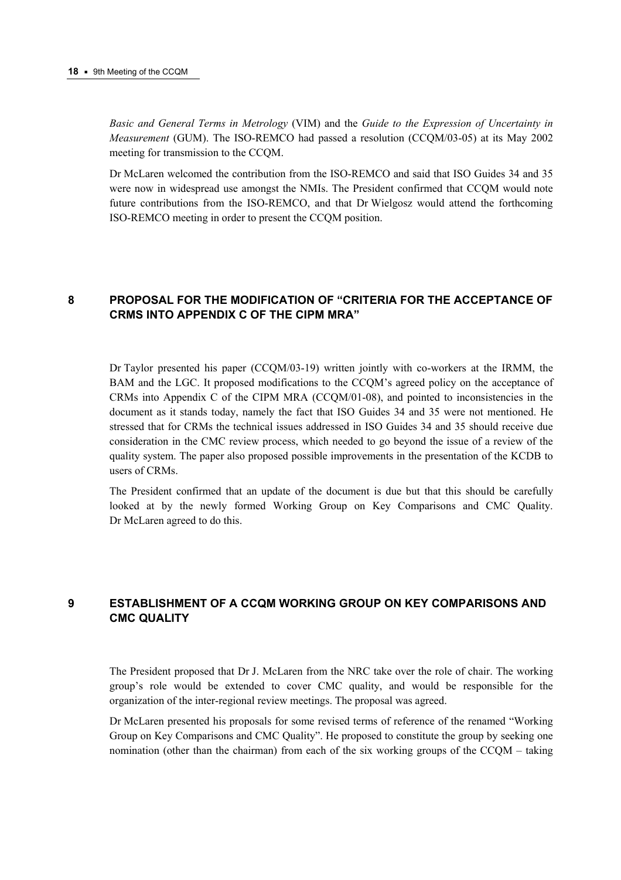*Basic and General Terms in Metrology* (VIM) and the *Guide to the Expression of Uncertainty in Measurement* (GUM). The ISO-REMCO had passed a resolution (CCQM/03-05) at its May 2002 meeting for transmission to the CCQM.

Dr McLaren welcomed the contribution from the ISO-REMCO and said that ISO Guides 34 and 35 were now in widespread use amongst the NMIs. The President confirmed that CCQM would note future contributions from the ISO-REMCO, and that Dr Wielgosz would attend the forthcoming ISO-REMCO meeting in order to present the CCQM position.

## 8 PROPOSAL FOR THE MODIFICATION OF "CRITERIA FOR THE ACCEPTANCE OF CRMS INTO APPENDIX C OF THE CIPM MRA"

Dr Taylor presented his paper (CCQM/03-19) written jointly with co-workers at the IRMM, the BAM and the LGC. It proposed modifications to the CCQM's agreed policy on the acceptance of CRMs into Appendix C of the CIPM MRA (CCQM/01-08), and pointed to inconsistencies in the document as it stands today, namely the fact that ISO Guides 34 and 35 were not mentioned. He stressed that for CRMs the technical issues addressed in ISO Guides 34 and 35 should receive due consideration in the CMC review process, which needed to go beyond the issue of a review of the quality system. The paper also proposed possible improvements in the presentation of the KCDB to users of CRMs.

The President confirmed that an update of the document is due but that this should be carefully looked at by the newly formed Working Group on Key Comparisons and CMC Quality. Dr McLaren agreed to do this.

## 9 ESTABLISHMENT OF A CCQM WORKING GROUP ON KEY COMPARISONS AND CMC QUALITY

The President proposed that Dr J. McLaren from the NRC take over the role of chair. The working group's role would be extended to cover CMC quality, and would be responsible for the organization of the inter-regional review meetings. The proposal was agreed.

Dr McLaren presented his proposals for some revised terms of reference of the renamed "Working Group on Key Comparisons and CMC Quality". He proposed to constitute the group by seeking one nomination (other than the chairman) from each of the six working groups of the CCQM – taking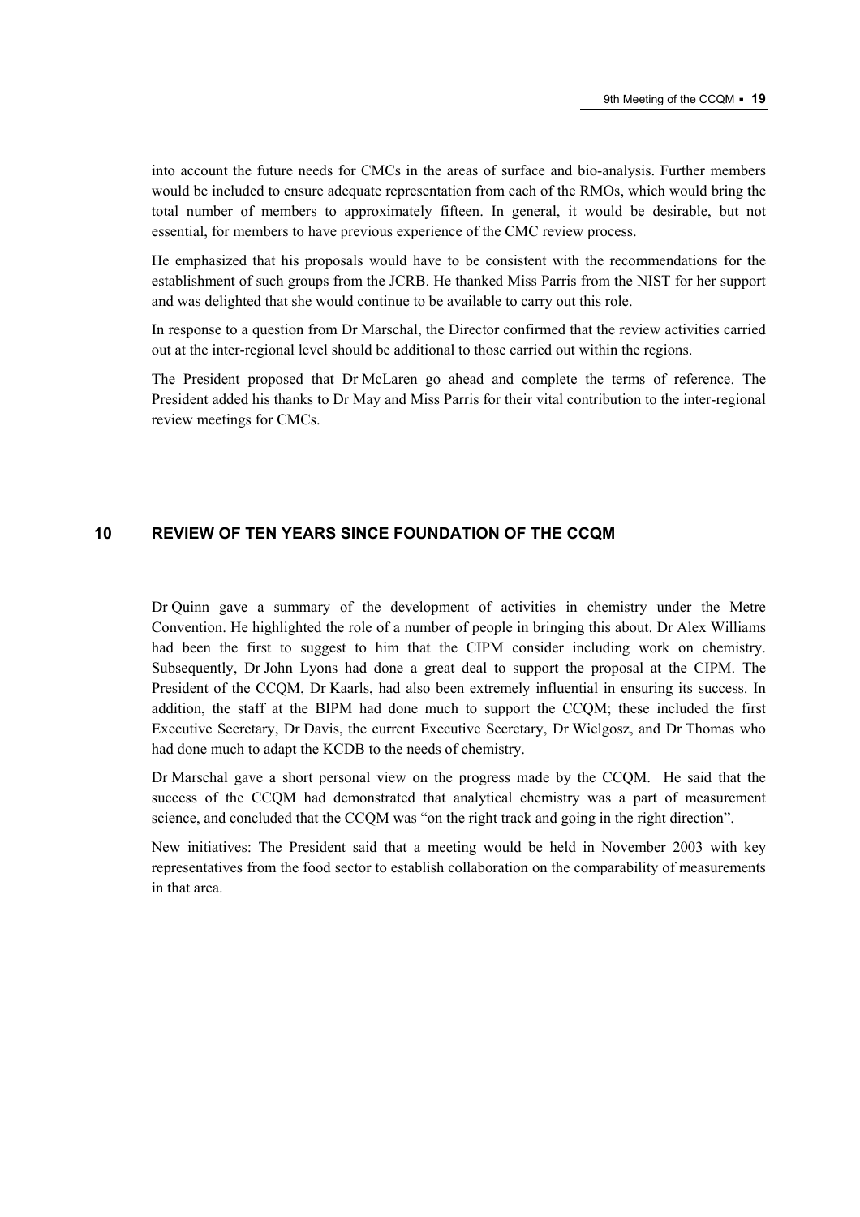into account the future needs for CMCs in the areas of surface and bio-analysis. Further members would be included to ensure adequate representation from each of the RMOs, which would bring the total number of members to approximately fifteen. In general, it would be desirable, but not essential, for members to have previous experience of the CMC review process.

He emphasized that his proposals would have to be consistent with the recommendations for the establishment of such groups from the JCRB. He thanked Miss Parris from the NIST for her support and was delighted that she would continue to be available to carry out this role.

In response to a question from Dr Marschal, the Director confirmed that the review activities carried out at the inter-regional level should be additional to those carried out within the regions.

The President proposed that Dr McLaren go ahead and complete the terms of reference. The President added his thanks to Dr May and Miss Parris for their vital contribution to the inter-regional review meetings for CMCs.

## 10 REVIEW OF TEN YEARS SINCE FOUNDATION OF THE CCQM

Dr Quinn gave a summary of the development of activities in chemistry under the Metre Convention. He highlighted the role of a number of people in bringing this about. Dr Alex Williams had been the first to suggest to him that the CIPM consider including work on chemistry. Subsequently, Dr John Lyons had done a great deal to support the proposal at the CIPM. The President of the CCQM, Dr Kaarls, had also been extremely influential in ensuring its success. In addition, the staff at the BIPM had done much to support the CCQM; these included the first Executive Secretary, Dr Davis, the current Executive Secretary, Dr Wielgosz, and Dr Thomas who had done much to adapt the KCDB to the needs of chemistry.

Dr Marschal gave a short personal view on the progress made by the CCQM. He said that the success of the CCQM had demonstrated that analytical chemistry was a part of measurement science, and concluded that the CCQM was "on the right track and going in the right direction".

New initiatives: The President said that a meeting would be held in November 2003 with key representatives from the food sector to establish collaboration on the comparability of measurements in that area.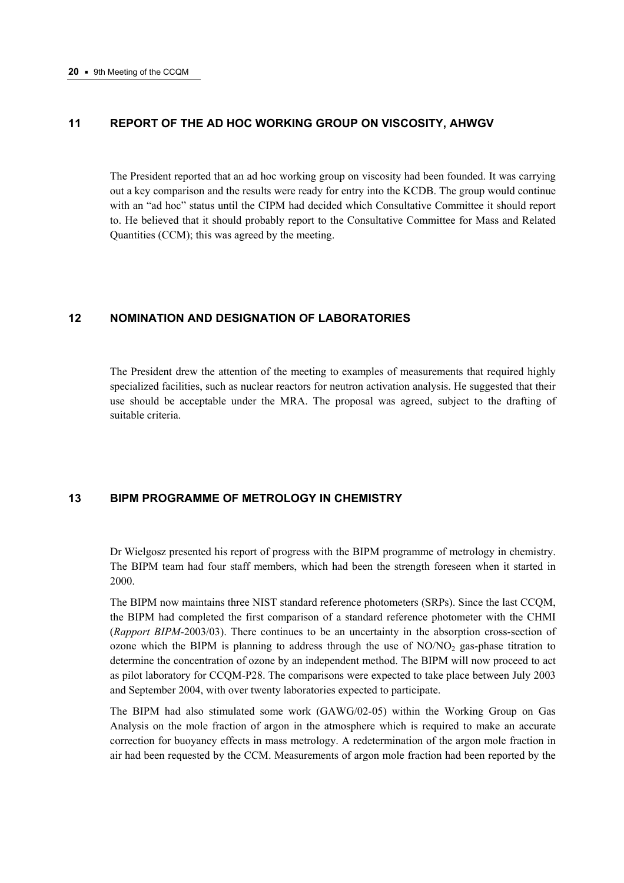## 11 REPORT OF THE AD HOC WORKING GROUP ON VISCOSITY, AHWGV

The President reported that an ad hoc working group on viscosity had been founded. It was carrying out a key comparison and the results were ready for entry into the KCDB. The group would continue with an "ad hoc" status until the CIPM had decided which Consultative Committee it should report to. He believed that it should probably report to the Consultative Committee for Mass and Related Quantities (CCM); this was agreed by the meeting.

## 12 NOMINATION AND DESIGNATION OF LABORATORIES

The President drew the attention of the meeting to examples of measurements that required highly specialized facilities, such as nuclear reactors for neutron activation analysis. He suggested that their use should be acceptable under the MRA. The proposal was agreed, subject to the drafting of suitable criteria.

## 13 BIPM PROGRAMME OF METROLOGY IN CHEMISTRY

Dr Wielgosz presented his report of progress with the BIPM programme of metrology in chemistry. The BIPM team had four staff members, which had been the strength foreseen when it started in 2000.

The BIPM now maintains three NIST standard reference photometers (SRPs). Since the last CCQM, the BIPM had completed the first comparison of a standard reference photometer with the CHMI (*Rapport BIPM*-2003/03). There continues to be an uncertainty in the absorption cross-section of ozone which the BIPM is planning to address through the use of $NO/NO_2$ gas-phase titration to determine the concentration of ozone by an independent method. The BIPM will now proceed to act as pilot laboratory for CCQM-P28. The comparisons were expected to take place between July 2003 and September 2004, with over twenty laboratories expected to participate.

The BIPM had also stimulated some work (GAWG/02-05) within the Working Group on Gas Analysis on the mole fraction of argon in the atmosphere which is required to make an accurate correction for buoyancy effects in mass metrology. A redetermination of the argon mole fraction in air had been requested by the CCM. Measurements of argon mole fraction had been reported by the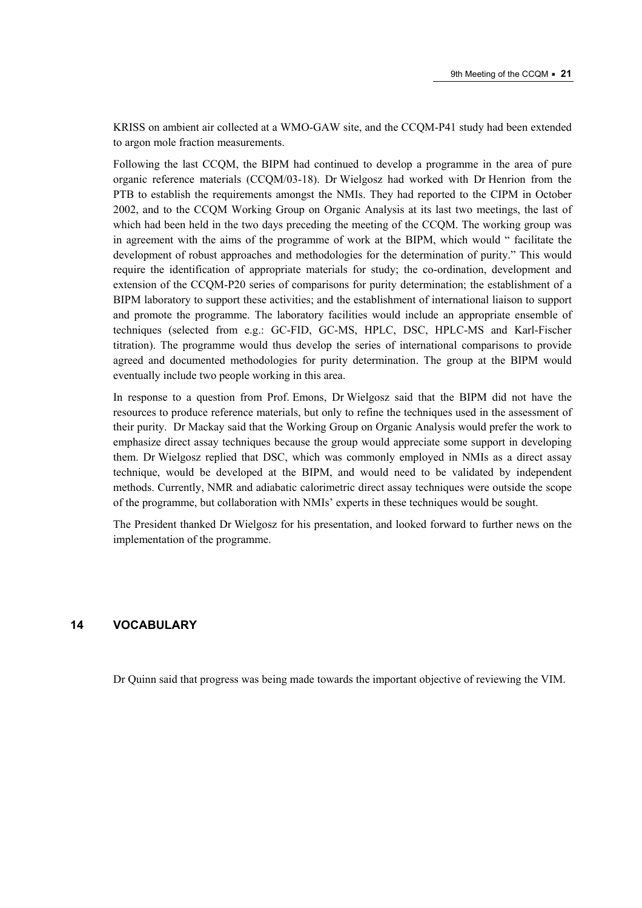KRISS on ambient air collected at a WMO-GAW site, and the CCQM-P41 study had been extended to argon mole fraction measurements.

Following the last CCQM, the BIPM had continued to develop a programme in the area of pure organic reference materials (CCQM/03-18). Dr Wielgosz had worked with Dr Henrion from the PTB to establish the requirements amongst the NMIs. They had reported to the CIPM in October 2002, and to the CCQM Working Group on Organic Analysis at its last two meetings, the last of which had been held in the two days preceding the meeting of the CCQM. The working group was in agreement with the aims of the programme of work at the BIPM, which would " facilitate the development of robust approaches and methodologies for the determination of purity." This would require the identification of appropriate materials for study; the co-ordination, development and extension of the CCQM-P20 series of comparisons for purity determination; the establishment of a BIPM laboratory to support these activities; and the establishment of international liaison to support and promote the programme. The laboratory facilities would include an appropriate ensemble of techniques (selected from e.g.: GC-FID, GC-MS, HPLC, DSC, HPLC-MS and Karl-Fischer titration). The programme would thus develop the series of international comparisons to provide agreed and documented methodologies for purity determination. The group at the BIPM would eventually include two people working in this area.

In response to a question from Prof. Emons, Dr Wielgosz said that the BIPM did not have the resources to produce reference materials, but only to refine the techniques used in the assessment of their purity. Dr Mackay said that the Working Group on Organic Analysis would prefer the work to emphasize direct assay techniques because the group would appreciate some support in developing them. Dr Wielgosz replied that DSC, which was commonly employed in NMIs as a direct assay technique, would be developed at the BIPM, and would need to be validated by independent methods. Currently, NMR and adiabatic calorimetric direct assay techniques were outside the scope of the programme, but collaboration with NMIs' experts in these techniques would be sought.

The President thanked Dr Wielgosz for his presentation, and looked forward to further news on the implementation of the programme.

## 14 VOCABULARY

Dr Quinn said that progress was being made towards the important objective of reviewing the VIM.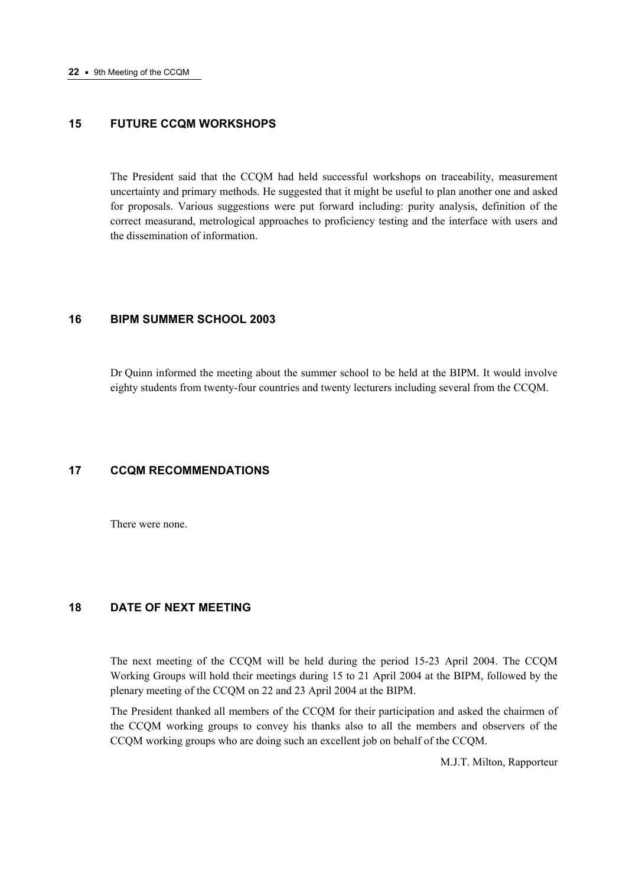## 15 FUTURE CCQM WORKSHOPS

The President said that the CCQM had held successful workshops on traceability, measurement uncertainty and primary methods. He suggested that it might be useful to plan another one and asked for proposals. Various suggestions were put forward including: purity analysis, definition of the correct measurand, metrological approaches to proficiency testing and the interface with users and the dissemination of information.

## 16 BIPM SUMMER SCHOOL 2003

Dr Quinn informed the meeting about the summer school to be held at the BIPM. It would involve eighty students from twenty-four countries and twenty lecturers including several from the CCQM.

## 17 CCQM RECOMMENDATIONS

There were none.

## 18 DATE OF NEXT MEETING

The next meeting of the CCQM will be held during the period 15-23 April 2004. The CCQM Working Groups will hold their meetings during 15 to 21 April 2004 at the BIPM, followed by the plenary meeting of the CCQM on 22 and 23 April 2004 at the BIPM.

The President thanked all members of the CCQM for their participation and asked the chairmen of the CCQM working groups to convey his thanks also to all the members and observers of the CCQM working groups who are doing such an excellent job on behalf of the CCQM.

M.J.T. Milton, Rapporteur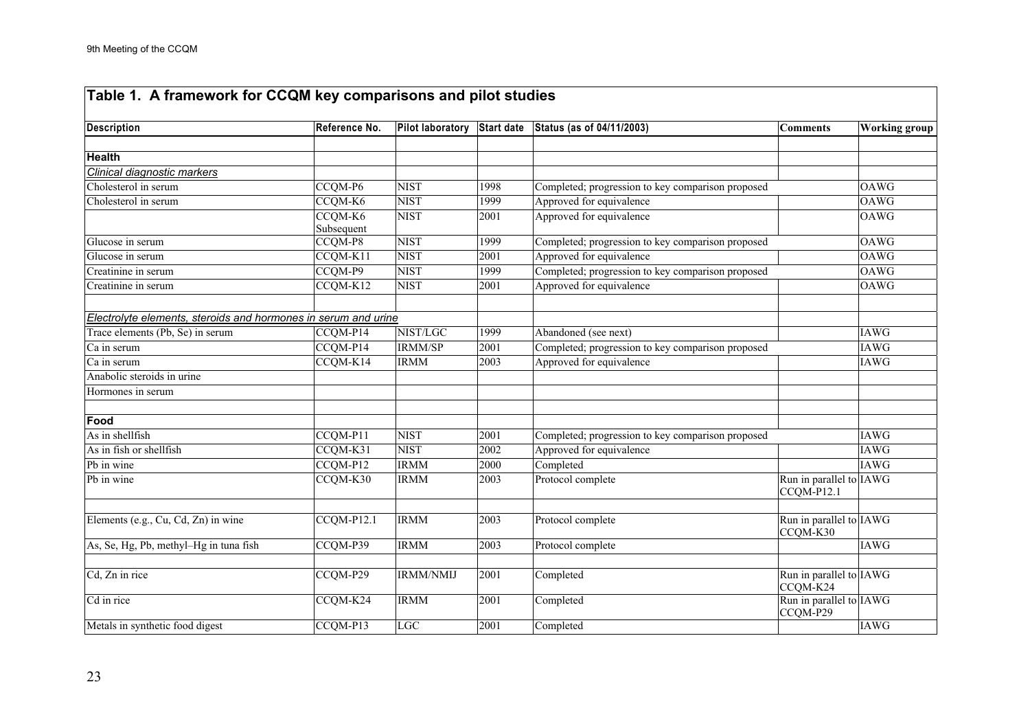## Table 1. A framework for CCQM key comparisons and pilot studies

| Description | Reference No. | Pilot laboratory | Start date | Status (as of 04/11/2003) | Comments | Working group |
|---|---|---|---|---|---|---|
| **Health** | | | | | | |
| *Clinical diagnostic markers* | | | | | | |
| Cholesterol in serum | CCQM-P6 | NIST | 1998 | Completed; progression to key comparison proposed | | OAWG |
| Cholesterol in serum | CCQM-K6 | NIST | 1999 | Approved for equivalence | | OAWG |
| | CCQM-K6 Subsequent | NIST | 2001 | Approved for equivalence | | OAWG |
| Glucose in serum | CCQM-P8 | NIST | 1999 | Completed; progression to key comparison proposed | | OAWG |
| Glucose in serum | CCQM-K11 | NIST | 2001 | Approved for equivalence | | OAWG |
| Creatinine in serum | CCQM-P9 | NIST | 1999 | Completed; progression to key comparison proposed | | OAWG |
| Creatinine in serum | CCQM-K12 | NIST | 2001 | Approved for equivalence | | OAWG |
| | | | | | | |
| *Electrolyte elements, steroids and hormones in serum and urine* | | | | | | |
| Trace elements (Pb, Se) in serum | CCQM-P14 | NIST/LGC | 1999 | Abandoned (see next) | | IAWG |
| Ca in serum | CCQM-P14 | IRMM/SP | 2001 | Completed; progression to key comparison proposed | | IAWG |
| Ca in serum | CCQM-K14 | IRMM | 2003 | Approved for equivalence | | IAWG |
| Anabolic steroids in urine | | | | | | |
| Hormones in serum | | | | | | |
| | | | | | | |
| **Food** | | | | | | |
| As in shellfish | CCQM-P11 | NIST | 2001 | Completed; progression to key comparison proposed | | IAWG |
| As in fish or shellfish | CCQM-K31 | NIST | 2002 | Approved for equivalence | | IAWG |
| Pb in wine | CCQM-P12 | IRMM | 2000 | Completed | | IAWG |
| Pb in wine | CCQM-K30 | IRMM | 2003 | Protocol complete | Run in parallel to CCQM-P12.1 | IAWG |
| | | | | | | |
| Elements (e.g., Cu, Cd, Zn) in wine | CCQM-P12.1 | IRMM | 2003 | Protocol complete | Run in parallel to CCQM-K30 | IAWG |
| As, Se, Hg, Pb, methyl–Hg in tuna fish | CCQM-P39 | IRMM | 2003 | Protocol complete | | IAWG |
| | | | | | | |
| Cd, Zn in rice | CCQM-P29 | IRMM/NMIJ | 2001 | Completed | Run in parallel to CCQM-K24 | IAWG |
| Cd in rice | CCQM-K24 | IRMM | 2001 | Completed | Run in parallel to CCQM-P29 | IAWG |
| Metals in synthetic food digest | CCQM-P13 | LGC | 2001 | Completed | | IAWG |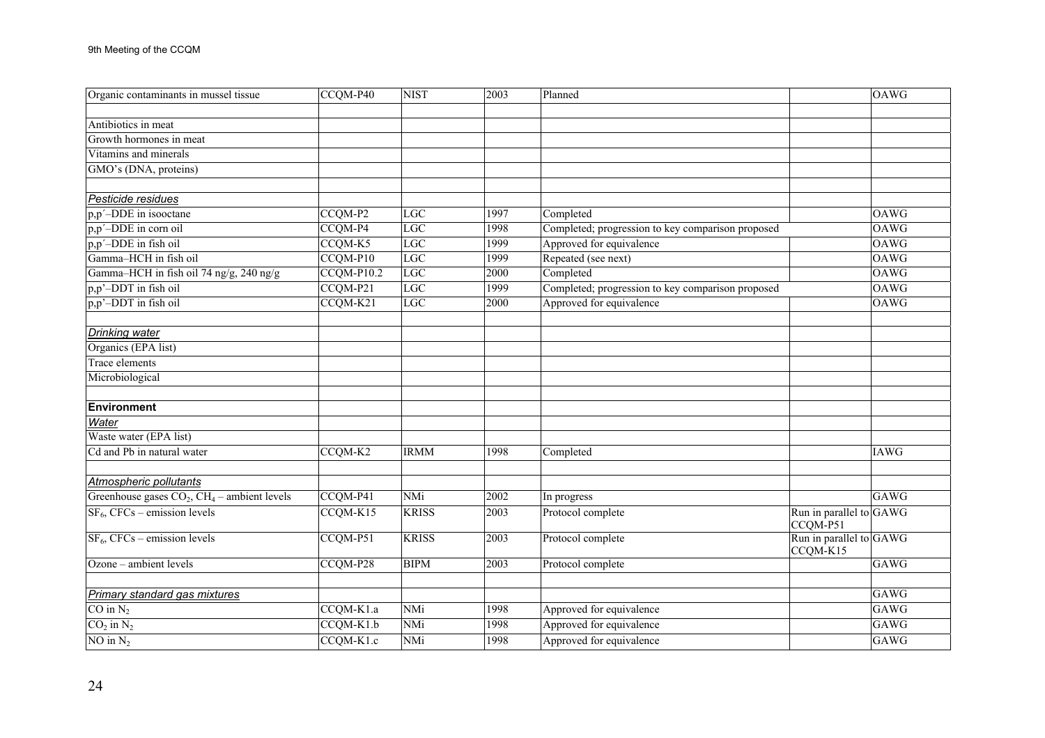| | | | | | | |
|---|---|---|---|---|---|---|
| Organic contaminants in mussel tissue | CCQM-P40 | NIST | 2003 | Planned | | OAWG |
| | | | | | | |
| Antibiotics in meat | | | | | | |
| Growth hormones in meat | | | | | | |
| Vitamins and minerals | | | | | | |
| GMO's (DNA, proteins) | | | | | | |
| | | | | | | |
| *Pesticide residues* | | | | | | |
| p,p´–DDE in isooctane | CCQM-P2 | LGC | 1997 | Completed | | OAWG |
| p,p´–DDE in corn oil | CCQM-P4 | LGC | 1998 | Completed; progression to key comparison proposed | | OAWG |
| p,p´–DDE in fish oil | CCQM-K5 | LGC | 1999 | Approved for equivalence | | OAWG |
| Gamma–HCH in fish oil | CCQM-P10 | LGC | 1999 | Repeated (see next) | | OAWG |
| Gamma–HCH in fish oil 74 ng/g, 240 ng/g | CCQM-P10.2 | LGC | 2000 | Completed | | OAWG |
| p,p'–DDT in fish oil | CCQM-P21 | LGC | 1999 | Completed; progression to key comparison proposed | | OAWG |
| p,p'–DDT in fish oil | CCQM-K21 | LGC | 2000 | Approved for equivalence | | OAWG |
| | | | | | | |
| *Drinking water* | | | | | | |
| Organics (EPA list) | | | | | | |
| Trace elements | | | | | | |
| Microbiological | | | | | | |
| | | | | | | |
| **Environment** | | | | | | |
| *Water* | | | | | | |
| Waste water (EPA list) | | | | | | |
| Cd and Pb in natural water | CCQM-K2 | IRMM | 1998 | Completed | | IAWG |
| | | | | | | |
| *Atmospheric pollutants* | | | | | | |
| Greenhouse gases $CO_2$, $CH_4$ – ambient levels | CCQM-P41 | NMi | 2002 | In progress | | GAWG |
| $SF_6$, CFCs – emission levels | CCQM-K15 | KRISS | 2003 | Protocol complete | Run in parallel to CCQM-P51 | GAWG |
| $SF_6$, CFCs – emission levels | CCQM-P51 | KRISS | 2003 | Protocol complete | Run in parallel to CCQM-K15 | GAWG |
| Ozone – ambient levels | CCQM-P28 | BIPM | 2003 | Protocol complete | | GAWG |
| | | | | | | |
| *Primary standard gas mixtures* | | | | | | GAWG |
| CO in $N_2$ | CCQM-K1.a | NMi | 1998 | Approved for equivalence | | GAWG |
| $CO_2$ in $N_2$ | CCQM-K1.b | NMi | 1998 | Approved for equivalence | | GAWG |
| NO in $N_2$ | CCQM-K1.c | NMi | 1998 | Approved for equivalence | | GAWG |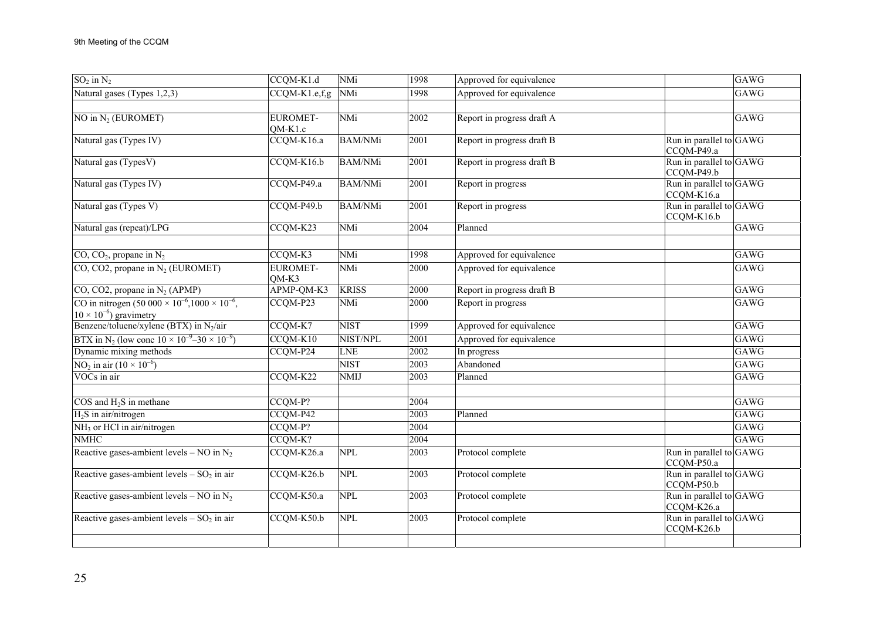| | | | | | | |
|---|---|---|---|---|---|---|
| $SO_2$ in $N_2$ | CCQM-K1.d | NMi | 1998 | Approved for equivalence | | GAWG |
| Natural gases (Types 1,2,3) | CCQM-K1.e,f,g | NMi | 1998 | Approved for equivalence | | GAWG |
| | | | | | | |
| NO in $N_2$ (EUROMET) | EUROMET-QM-K1.c | NMi | 2002 | Report in progress draft A | | GAWG |
| Natural gas (Types IV) | CCQM-K16.a | BAM/NMi | 2001 | Report in progress draft B | Run in parallel to CCQM-P49.a | GAWG |
| Natural gas (TypesV) | CCQM-K16.b | BAM/NMi | 2001 | Report in progress draft B | Run in parallel to CCQM-P49.b | GAWG |
| Natural gas (Types IV) | CCQM-P49.a | BAM/NMi | 2001 | Report in progress | Run in parallel to CCQM-K16.a | GAWG |
| Natural gas (Types V) | CCQM-P49.b | BAM/NMi | 2001 | Report in progress | Run in parallel to CCQM-K16.b | GAWG |
| Natural gas (repeat)/LPG | CCQM-K23 | NMi | 2004 | Planned | | GAWG |
| | | | | | | |
| CO, $CO_2$, propane in $N_2$ | CCQM-K3 | NMi | 1998 | Approved for equivalence | | GAWG |
| CO, CO2, propane in $N_2$ (EUROMET) | EUROMET-QM-K3 | NMi | 2000 | Approved for equivalence | | GAWG |
| CO, CO2, propane in $N_2$ (APMP) | APMP-QM-K3 | KRISS | 2000 | Report in progress draft B | | GAWG |
| CO in nitrogen ($50\,000 \times 10^{-6}$, $1000 \times 10^{-6}$, $10 \times 10^{-6}$) gravimetry | CCQM-P23 | NMi | 2000 | Report in progress | | GAWG |
| Benzene/toluene/xylene (BTX) in $N_2$/air | CCQM-K7 | NIST | 1999 | Approved for equivalence | | GAWG |
| BTX in $N_2$ (low conc $10 \times 10^{-9}$–$30 \times 10^{-9}$) | CCQM-K10 | NIST/NPL | 2001 | Approved for equivalence | | GAWG |
| Dynamic mixing methods | CCQM-P24 | LNE | 2002 | In progress | | GAWG |
| $NO_2$ in air ($10 \times 10^{-6}$) | | NIST | 2003 | Abandoned | | GAWG |
| VOCs in air | CCQM-K22 | NMIJ | 2003 | Planned | | GAWG |
| | | | | | | |
| COS and $H_2S$ in methane | CCQM-P? | | 2004 | | | GAWG |
| $H_2S$ in air/nitrogen | CCQM-P42 | | 2003 | Planned | | GAWG |
| $NH_3$ or HCl in air/nitrogen | CCQM-P? | | 2004 | | | GAWG |
| NMHC | CCQM-K? | | 2004 | | | GAWG |
| Reactive gases-ambient levels – NO in $N_2$ | CCQM-K26.a | NPL | 2003 | Protocol complete | Run in parallel to CCQM-P50.a | GAWG |
| Reactive gases-ambient levels – $SO_2$ in air | CCQM-K26.b | NPL | 2003 | Protocol complete | Run in parallel to CCQM-P50.b | GAWG |
| Reactive gases-ambient levels – NO in $N_2$ | CCQM-K50.a | NPL | 2003 | Protocol complete | Run in parallel to CCQM-K26.a | GAWG |
| Reactive gases-ambient levels – $SO_2$ in air | CCQM-K50.b | NPL | 2003 | Protocol complete | Run in parallel to CCQM-K26.b | GAWG |
| | | | | | | |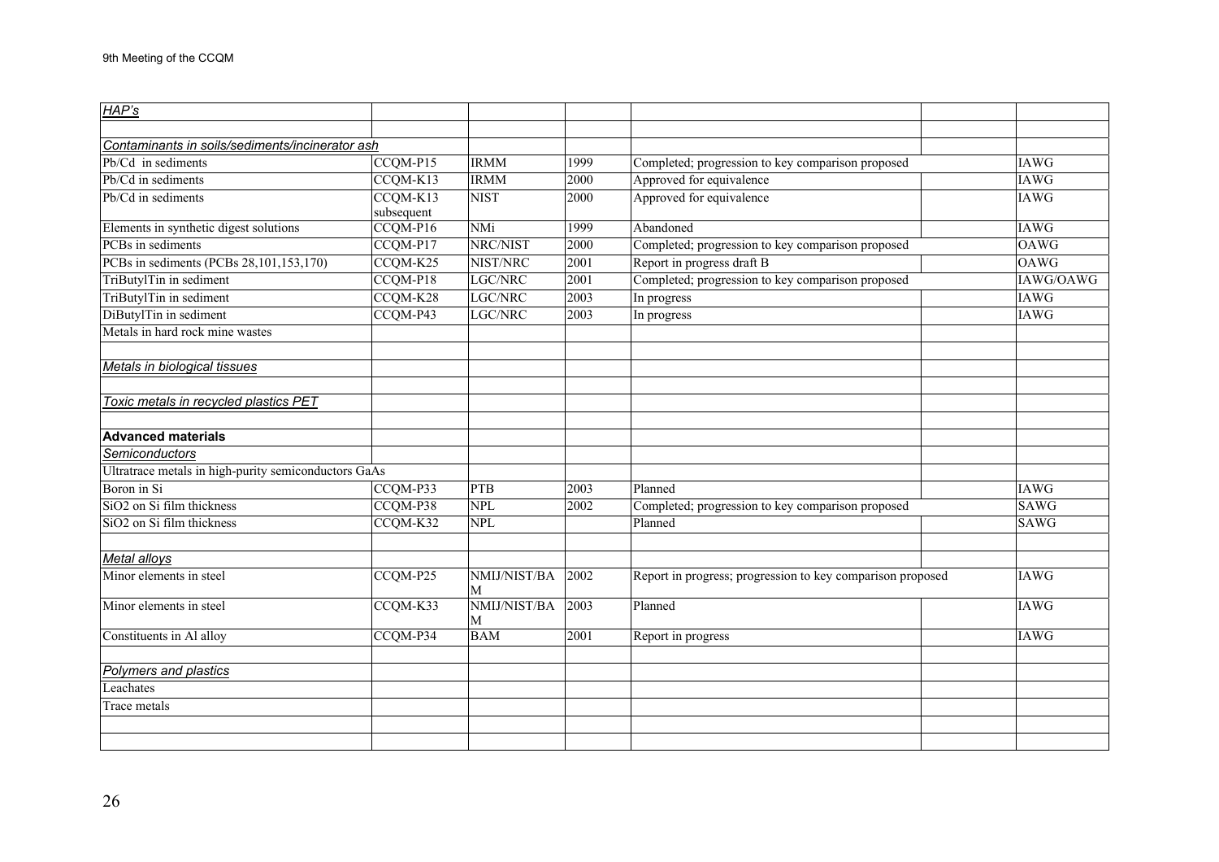| | | | | | | |
|---|---|---|---|---|---|---|
| *HAP's* | | | | | | |
| | | | | | | |
| *Contaminants in soils/sediments/incinerator ash* | | | | | | |
| Pb/Cd in sediments | CCQM-P15 | IRMM | 1999 | Completed; progression to key comparison proposed | | IAWG |
| Pb/Cd in sediments | CCQM-K13 | IRMM | 2000 | Approved for equivalence | | IAWG |
| Pb/Cd in sediments | CCQM-K13 subsequent | NIST | 2000 | Approved for equivalence | | IAWG |
| Elements in synthetic digest solutions | CCQM-P16 | NMi | 1999 | Abandoned | | IAWG |
| PCBs in sediments | CCQM-P17 | NRC/NIST | 2000 | Completed; progression to key comparison proposed | | OAWG |
| PCBs in sediments (PCBs 28,101,153,170) | CCQM-K25 | NIST/NRC | 2001 | Report in progress draft B | | OAWG |
| TriButylTin in sediment | CCQM-P18 | LGC/NRC | 2001 | Completed; progression to key comparison proposed | | IAWG/OAWG |
| TriButylTin in sediment | CCQM-K28 | LGC/NRC | 2003 | In progress | | IAWG |
| DiButylTin in sediment | CCQM-P43 | LGC/NRC | 2003 | In progress | | IAWG |
| Metals in hard rock mine wastes | | | | | | |
| | | | | | | |
| *Metals in biological tissues* | | | | | | |
| | | | | | | |
| *Toxic metals in recycled plastics PET* | | | | | | |
| | | | | | | |
| **Advanced materials** | | | | | | |
| *Semiconductors* | | | | | | |
| Ultratrace metals in high-purity semiconductors GaAs | | | | | | |
| Boron in Si | CCQM-P33 | PTB | 2003 | Planned | | IAWG |
| $SiO_2$ on Si film thickness | CCQM-P38 | NPL | 2002 | Completed; progression to key comparison proposed | | SAWG |
| $SiO_2$ on Si film thickness | CCQM-K32 | NPL | | Planned | | SAWG |
| | | | | | | |
| *Metal alloys* | | | | | | |
| Minor elements in steel | CCQM-P25 | NMIJ/NIST/BAM | 2002 | Report in progress; progression to key comparison proposed | | IAWG |
| Minor elements in steel | CCQM-K33 | NMIJ/NIST/BAM | 2003 | Planned | | IAWG |
| Constituents in Al alloy | CCQM-P34 | BAM | 2001 | Report in progress | | IAWG |
| | | | | | | |
| *Polymers and plastics* | | | | | | |
| Leachates | | | | | | |
| Trace metals | | | | | | |
| | | | | | | |
| | | | | | | |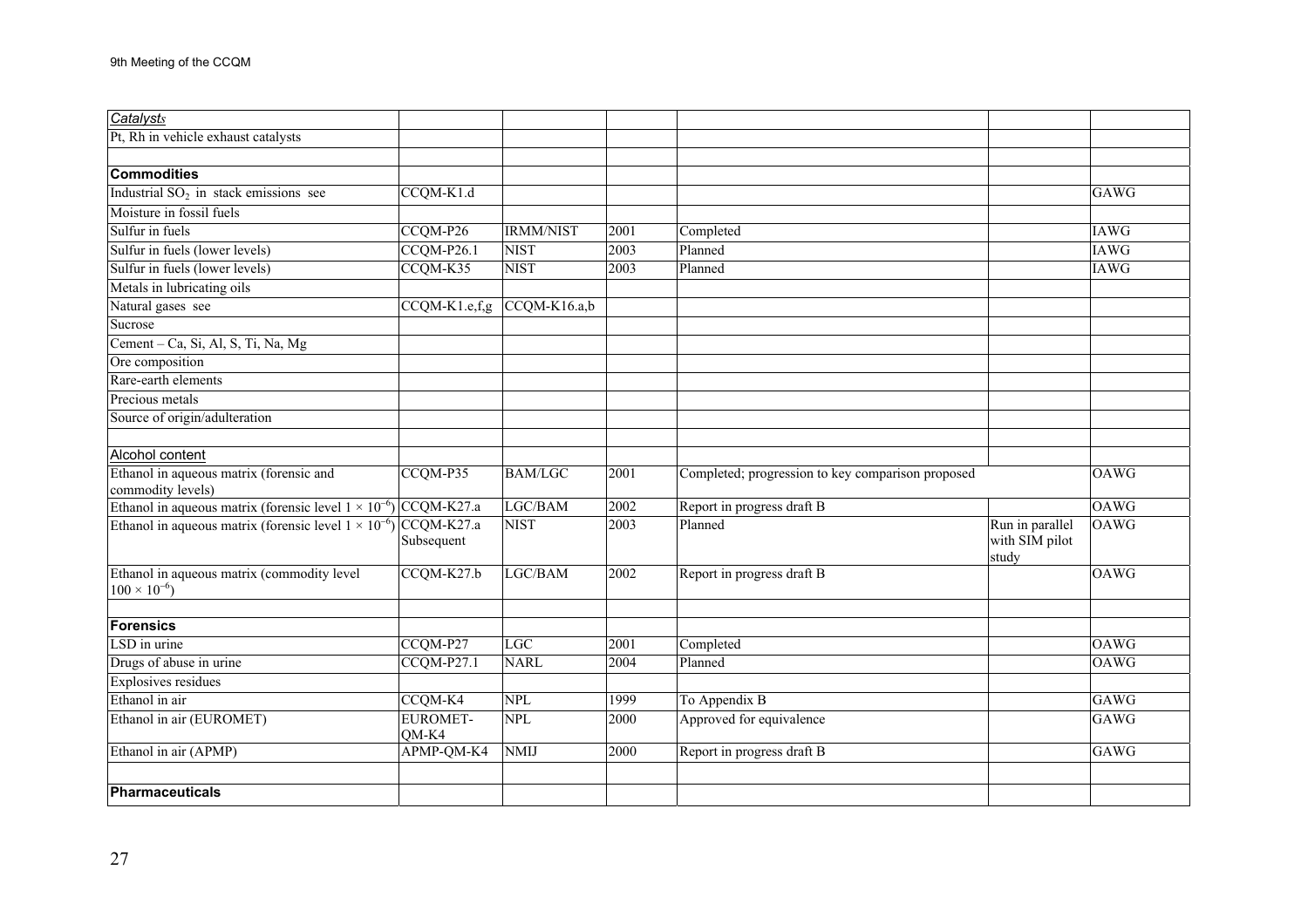| *Catalysts* | | | | | | |
|---|---|---|---|---|---|---|
| Pt, Rh in vehicle exhaust catalysts | | | | | | |
| | | | | | | |
| **Commodities** | | | | | | |
| Industrial $SO_2$ in stack emissions see | CCQM-K1.d | | | | | GAWG |
| Moisture in fossil fuels | | | | | | |
| Sulfur in fuels | CCQM-P26 | IRMM/NIST | 2001 | Completed | | IAWG |
| Sulfur in fuels (lower levels) | CCQM-P26.1 | NIST | 2003 | Planned | | IAWG |
| Sulfur in fuels (lower levels) | CCQM-K35 | NIST | 2003 | Planned | | IAWG |
| Metals in lubricating oils | | | | | | |
| Natural gases see | CCQM-K1.e,f,g | CCQM-K16.a,b | | | | |
| Sucrose | | | | | | |
| Cement – Ca, Si, Al, S, Ti, Na, Mg | | | | | | |
| Ore composition | | | | | | |
| Rare-earth elements | | | | | | |
| Precious metals | | | | | | |
| Source of origin/adulteration | | | | | | |
| | | | | | | |
| Alcohol content | | | | | | |
| Ethanol in aqueous matrix (forensic and commodity levels) | CCQM-P35 | BAM/LGC | 2001 | Completed; progression to key comparison proposed | | OAWG |
| Ethanol in aqueous matrix (forensic level $1 \times 10^{-6}$) | CCQM-K27.a | LGC/BAM | 2002 | Report in progress draft B | | OAWG |
| Ethanol in aqueous matrix (forensic level $1 \times 10^{-6}$) | CCQM-K27.a Subsequent | NIST | 2003 | Planned | Run in parallel with SIM pilot study | OAWG |
| Ethanol in aqueous matrix (commodity level $100 \times 10^{-6}$) | CCQM-K27.b | LGC/BAM | 2002 | Report in progress draft B | | OAWG |
| | | | | | | |
| **Forensics** | | | | | | |
| LSD in urine | CCQM-P27 | LGC | 2001 | Completed | | OAWG |
| Drugs of abuse in urine | CCQM-P27.1 | NARL | 2004 | Planned | | OAWG |
| Explosives residues | | | | | | |
| Ethanol in air | CCQM-K4 | NPL | 1999 | To Appendix B | | GAWG |
| Ethanol in air (EUROMET) | EUROMET-QM-K4 | NPL | 2000 | Approved for equivalence | | GAWG |
| Ethanol in air (APMP) | APMP-QM-K4 | NMIJ | 2000 | Report in progress draft B | | GAWG |
| | | | | | | |
| **Pharmaceuticals** | | | | | | |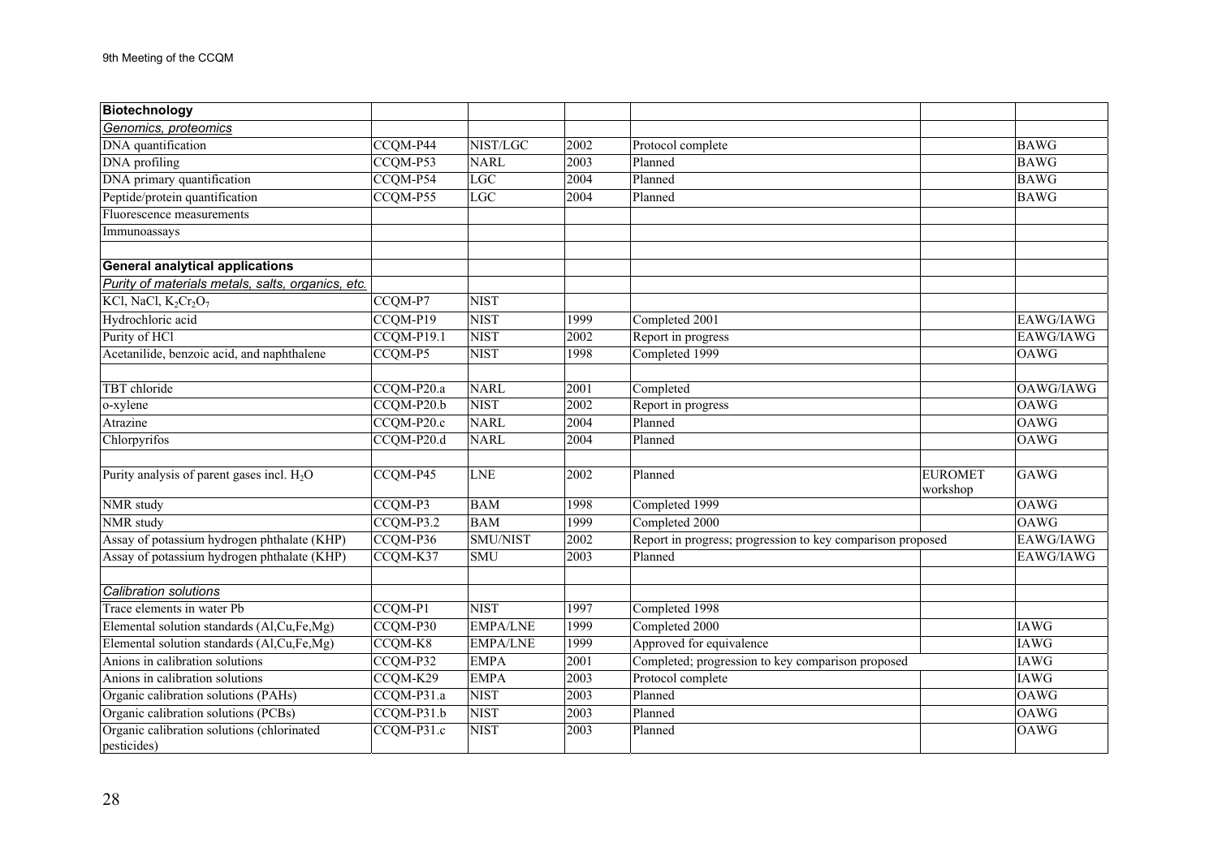| **Biotechnology** | | | | | | |
|---|---|---|---|---|---|---|
| *Genomics, proteomics* | | | | | | |
| DNA quantification | CCQM-P44 | NIST/LGC | 2002 | Protocol complete | | BAWG |
| DNA profiling | CCQM-P53 | NARL | 2003 | Planned | | BAWG |
| DNA primary quantification | CCQM-P54 | LGC | 2004 | Planned | | BAWG |
| Peptide/protein quantification | CCQM-P55 | LGC | 2004 | Planned | | BAWG |
| Fluorescence measurements | | | | | | |
| Immunoassays | | | | | | |
| | | | | | | |
| **General analytical applications** | | | | | | |
| *Purity of materials metals, salts, organics, etc.* | | | | | | |
| KCl, NaCl, $K_2Cr_2O_7$ | CCQM-P7 | NIST | | | | |
| Hydrochloric acid | CCQM-P19 | NIST | 1999 | Completed 2001 | | EAWG/IAWG |
| Purity of HCl | CCQM-P19.1 | NIST | 2002 | Report in progress | | EAWG/IAWG |
| Acetanilide, benzoic acid, and naphthalene | CCQM-P5 | NIST | 1998 | Completed 1999 | | OAWG |
| | | | | | | |
| TBT chloride | CCQM-P20.a | NARL | 2001 | Completed | | OAWG/IAWG |
| o-xylene | CCQM-P20.b | NIST | 2002 | Report in progress | | OAWG |
| Atrazine | CCQM-P20.c | NARL | 2004 | Planned | | OAWG |
| Chlorpyrifos | CCQM-P20.d | NARL | 2004 | Planned | | OAWG |
| | | | | | | |
| Purity analysis of parent gases incl. $H_2O$ | CCQM-P45 | LNE | 2002 | Planned | EUROMET workshop | GAWG |
| NMR study | CCQM-P3 | BAM | 1998 | Completed 1999 | | OAWG |
| NMR study | CCQM-P3.2 | BAM | 1999 | Completed 2000 | | OAWG |
| Assay of potassium hydrogen phthalate (KHP) | CCQM-P36 | SMU/NIST | 2002 | Report in progress; progression to key comparison proposed | | EAWG/IAWG |
| Assay of potassium hydrogen phthalate (KHP) | CCQM-K37 | SMU | 2003 | Planned | | EAWG/IAWG |
| | | | | | | |
| *Calibration solutions* | | | | | | |
| Trace elements in water Pb | CCQM-P1 | NIST | 1997 | Completed 1998 | | |
| Elemental solution standards (Al,Cu,Fe,Mg) | CCQM-P30 | EMPA/LNE | 1999 | Completed 2000 | | IAWG |
| Elemental solution standards (Al,Cu,Fe,Mg) | CCQM-K8 | EMPA/LNE | 1999 | Approved for equivalence | | IAWG |
| Anions in calibration solutions | CCQM-P32 | EMPA | 2001 | Completed; progression to key comparison proposed | | IAWG |
| Anions in calibration solutions | CCQM-K29 | EMPA | 2003 | Protocol complete | | IAWG |
| Organic calibration solutions (PAHs) | CCQM-P31.a | NIST | 2003 | Planned | | OAWG |
| Organic calibration solutions (PCBs) | CCQM-P31.b | NIST | 2003 | Planned | | OAWG |
| Organic calibration solutions (chlorinated pesticides) | CCQM-P31.c | NIST | 2003 | Planned | | OAWG |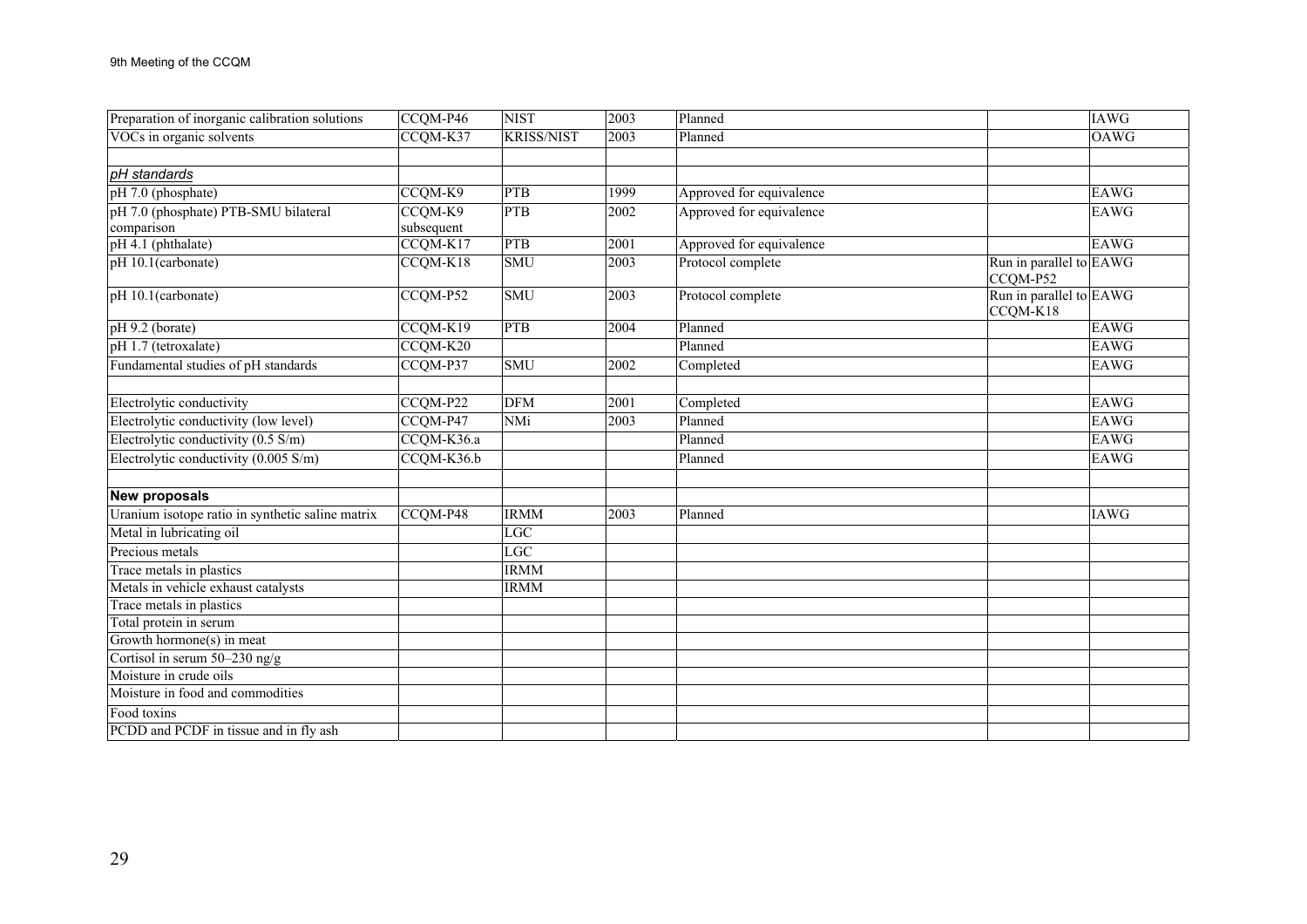| | | | | | | |
|---|---|---|---|---|---|---|
| Preparation of inorganic calibration solutions | CCQM-P46 | NIST | 2003 | Planned | | IAWG |
| VOCs in organic solvents | CCQM-K37 | KRISS/NIST | 2003 | Planned | | OAWG |
| | | | | | | |
| *pH standards* | | | | | | |
| pH 7.0 (phosphate) | CCQM-K9 | PTB | 1999 | Approved for equivalence | | EAWG |
| pH 7.0 (phosphate) PTB-SMU bilateral comparison | CCQM-K9 subsequent | PTB | 2002 | Approved for equivalence | | EAWG |
| pH 4.1 (phthalate) | CCQM-K17 | PTB | 2001 | Approved for equivalence | | EAWG |
| pH 10.1(carbonate) | CCQM-K18 | SMU | 2003 | Protocol complete | Run in parallel to CCQM-P52 | EAWG |
| pH 10.1(carbonate) | CCQM-P52 | SMU | 2003 | Protocol complete | Run in parallel to CCQM-K18 | EAWG |
| pH 9.2 (borate) | CCQM-K19 | PTB | 2004 | Planned | | EAWG |
| pH 1.7 (tetroxalate) | CCQM-K20 | | | Planned | | EAWG |
| Fundamental studies of pH standards | CCQM-P37 | SMU | 2002 | Completed | | EAWG |
| | | | | | | |
| Electrolytic conductivity | CCQM-P22 | DFM | 2001 | Completed | | EAWG |
| Electrolytic conductivity (low level) | CCQM-P47 | NMi | 2003 | Planned | | EAWG |
| Electrolytic conductivity (0.5 S/m) | CCQM-K36.a | | | Planned | | EAWG |
| Electrolytic conductivity (0.005 S/m) | CCQM-K36.b | | | Planned | | EAWG |
| | | | | | | |
| **New proposals** | | | | | | |
| Uranium isotope ratio in synthetic saline matrix | CCQM-P48 | IRMM | 2003 | Planned | | IAWG |
| Metal in lubricating oil | | LGC | | | | |
| Precious metals | | LGC | | | | |
| Trace metals in plastics | | IRMM | | | | |
| Metals in vehicle exhaust catalysts | | IRMM | | | | |
| Trace metals in plastics | | | | | | |
| Total protein in serum | | | | | | |
| Growth hormone(s) in meat | | | | | | |
| Cortisol in serum 50–230 ng/g | | | | | | |
| Moisture in crude oils | | | | | | |
| Moisture in food and commodities | | | | | | |
| Food toxins | | | | | | |
| PCDD and PCDF in tissue and in fly ash | | | | | | |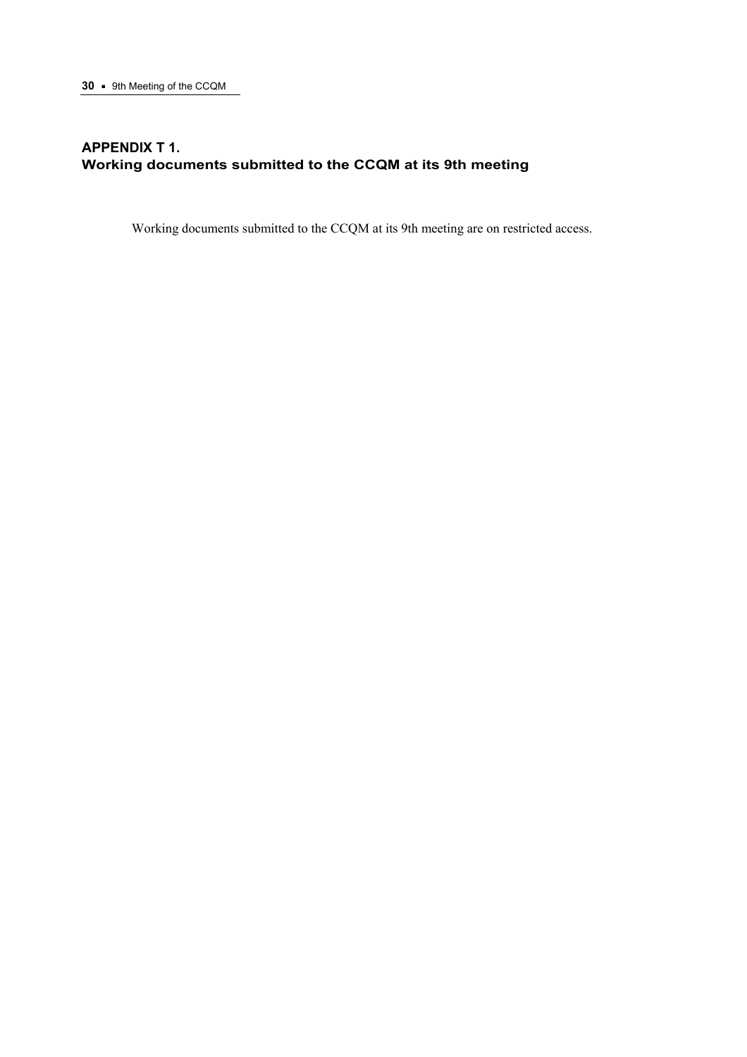## APPENDIX T 1.
## Working documents submitted to the CCQM at its 9th meeting

Working documents submitted to the CCQM at its 9th meeting are on restricted access.